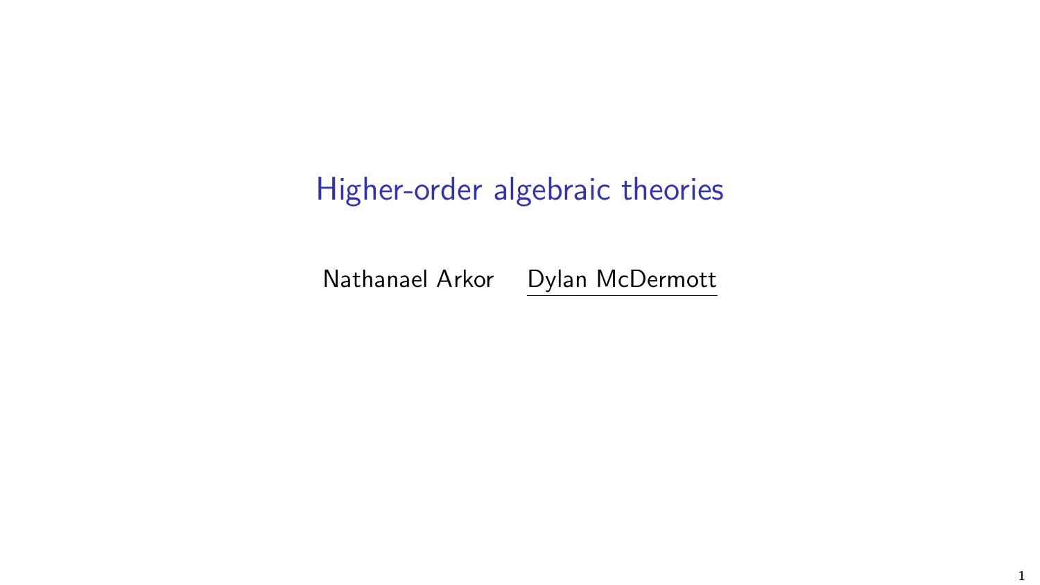# Higher-order algebraic theories

Nathanael Arkor   Dylan McDermott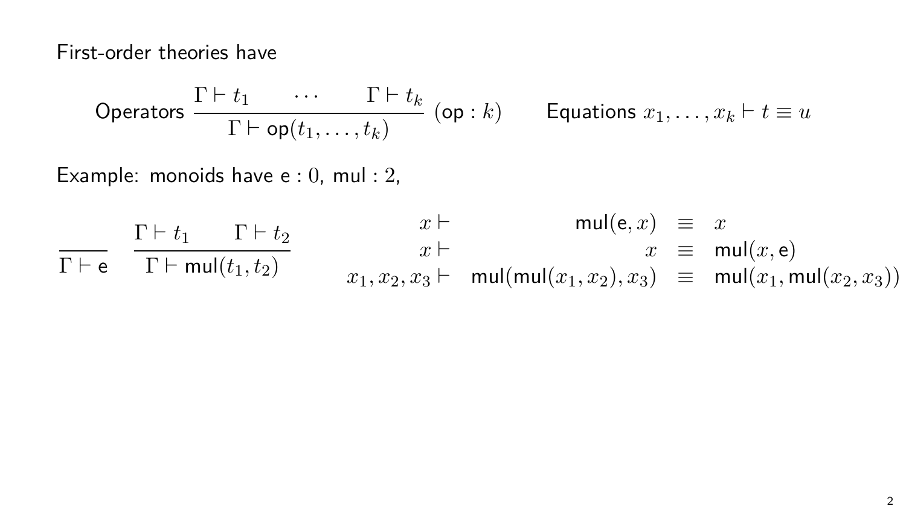First-order theories have

$$\text{Operators } \frac{\Gamma \vdash t_1 \qquad \cdots \qquad \Gamma \vdash t_k}{\Gamma \vdash \mathsf{op}(t_1, \ldots, t_k)} \ (\mathsf{op} : k) \qquad \text{Equations } x_1, \ldots, x_k \vdash t \equiv u$$

Example: monoids have $\mathsf{e} : 0$, $\mathsf{mul} : 2$,

$$\frac{}{\Gamma \vdash \mathsf{e}} \quad \frac{\Gamma \vdash t_1 \qquad \Gamma \vdash t_2}{\Gamma \vdash \mathsf{mul}(t_1, t_2)}$$

$$\begin{array}{rrcl} x \vdash & \mathsf{mul}(\mathsf{e}, x) & \equiv & x \\ x \vdash & x & \equiv & \mathsf{mul}(x, \mathsf{e}) \\ x_1, x_2, x_3 \vdash & \mathsf{mul}(\mathsf{mul}(x_1, x_2), x_3) & \equiv & \mathsf{mul}(x_1, \mathsf{mul}(x_2, x_3)) \end{array}$$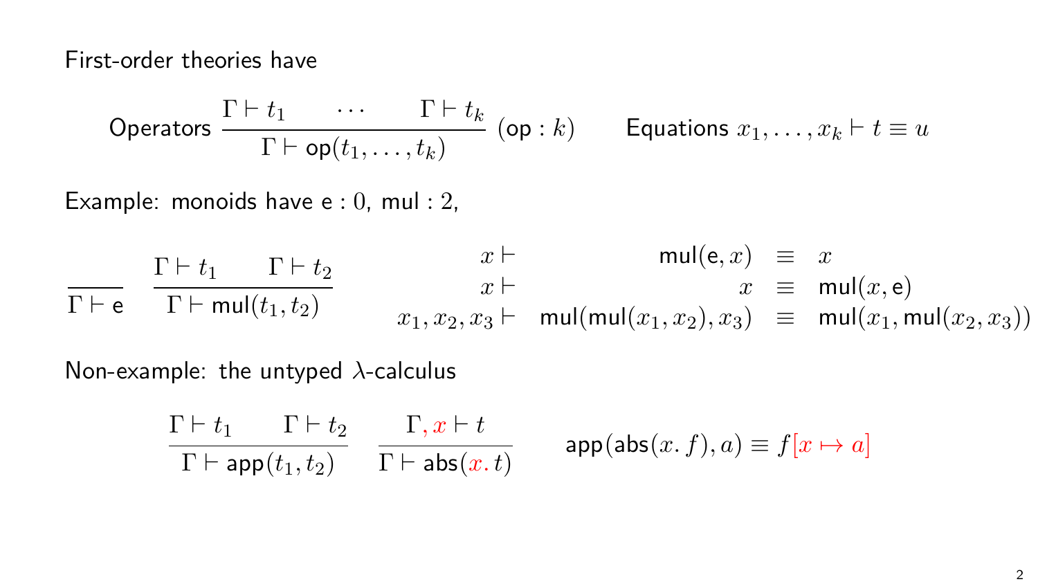First-order theories have

$$\text{Operators } \frac{\Gamma \vdash t_1 \qquad \cdots \qquad \Gamma \vdash t_k}{\Gamma \vdash \mathsf{op}(t_1, \ldots, t_k)} \ (\mathsf{op} : k) \qquad \text{Equations } x_1, \ldots, x_k \vdash t \equiv u$$

Example: monoids have $\mathsf{e} : 0$, $\mathsf{mul} : 2$,

$$\frac{}{\Gamma \vdash \mathsf{e}} \qquad \frac{\Gamma \vdash t_1 \qquad \Gamma \vdash t_2}{\Gamma \vdash \mathsf{mul}(t_1, t_2)}$$

$$\begin{array}{rrcl} x \vdash & \mathsf{mul}(\mathsf{e}, x) & \equiv & x \\ x \vdash & x & \equiv & \mathsf{mul}(x, \mathsf{e}) \\ x_1, x_2, x_3 \vdash & \mathsf{mul}(\mathsf{mul}(x_1, x_2), x_3) & \equiv & \mathsf{mul}(x_1, \mathsf{mul}(x_2, x_3)) \end{array}$$

Non-example: the untyped $\lambda$-calculus

$$\frac{\Gamma \vdash t_1 \qquad \Gamma \vdash t_2}{\Gamma \vdash \mathsf{app}(t_1, t_2)} \qquad \frac{\Gamma, x \vdash t}{\Gamma \vdash \mathsf{abs}(x.\, t)} \qquad \mathsf{app}(\mathsf{abs}(x.\, f), a) \equiv f[x \mapsto a]$$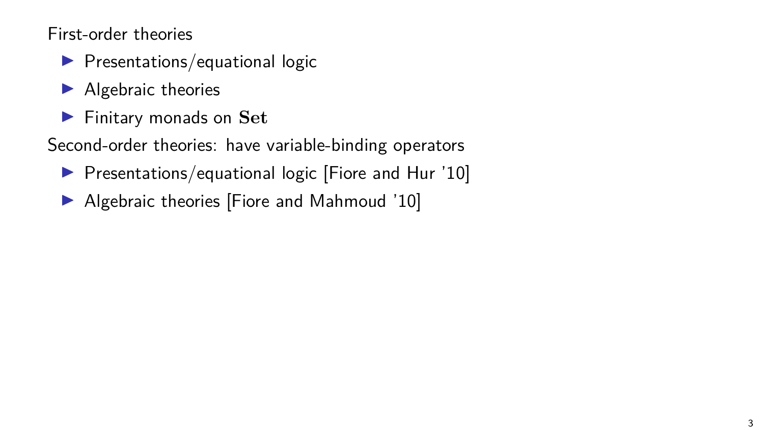First-order theories

- Presentations/equational logic
- Algebraic theories
- Finitary monads on $\mathbf{Set}$

Second-order theories: have variable-binding operators

- Presentations/equational logic [Fiore and Hur '10]
- Algebraic theories [Fiore and Mahmoud '10]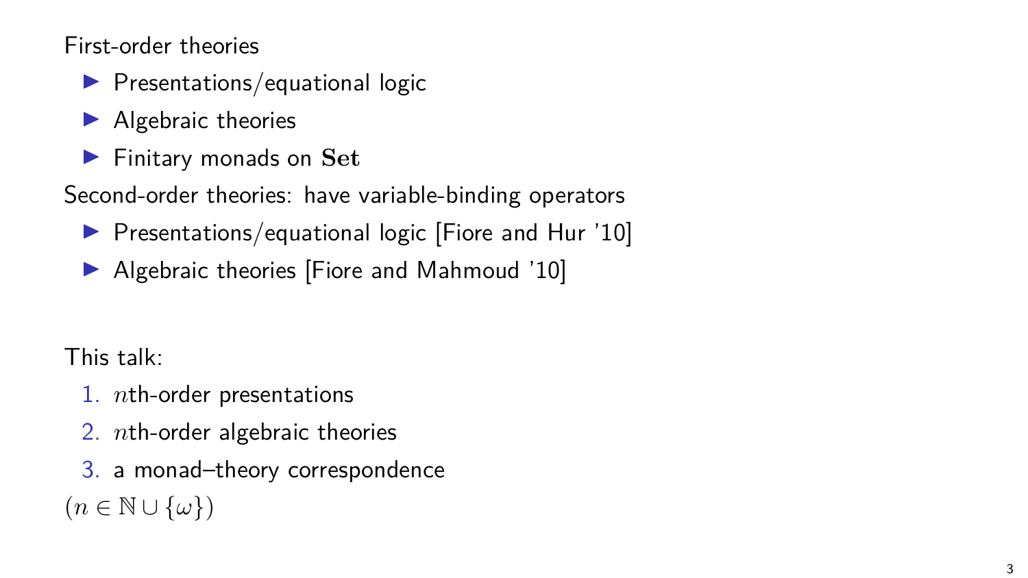First-order theories

- Presentations/equational logic
- Algebraic theories
- Finitary monads on $\mathbf{Set}$

Second-order theories: have variable-binding operators

- Presentations/equational logic [Fiore and Hur '10]
- Algebraic theories [Fiore and Mahmoud '10]

This talk:

1. $n$th-order presentations
2. $n$th-order algebraic theories
3. a monad–theory correspondence

$(n \in \mathbb{N} \cup \{\omega\})$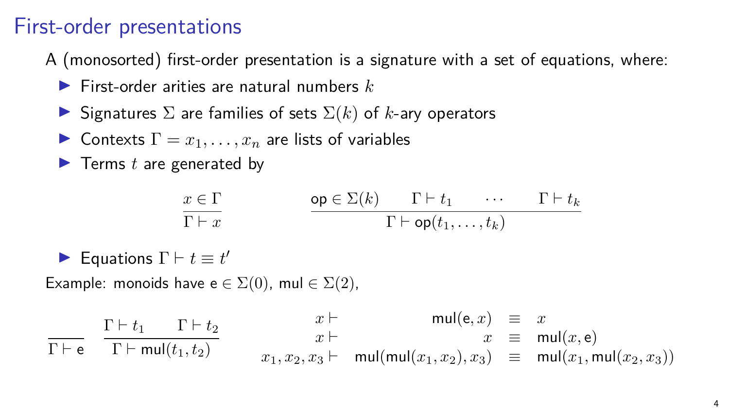# First-order presentations

A (monosorted) first-order presentation is a signature with a set of equations, where:

- First-order arities are natural numbers $k$
- Signatures $\Sigma$ are families of sets $\Sigma(k)$ of $k$-ary operators
- Contexts $\Gamma = x_1, \ldots, x_n$ are lists of variables
- Terms $t$ are generated by

$$\frac{x \in \Gamma}{\Gamma \vdash x} \qquad\qquad \frac{\mathsf{op} \in \Sigma(k) \qquad \Gamma \vdash t_1 \qquad \cdots \qquad \Gamma \vdash t_k}{\Gamma \vdash \mathsf{op}(t_1, \ldots, t_k)}$$

- Equations $\Gamma \vdash t \equiv t'$

Example: monoids have $\mathsf{e} \in \Sigma(0)$, $\mathsf{mul} \in \Sigma(2)$,

$$\frac{}{\Gamma \vdash \mathsf{e}} \qquad \frac{\Gamma \vdash t_1 \qquad \Gamma \vdash t_2}{\Gamma \vdash \mathsf{mul}(t_1, t_2)}$$

$$\begin{array}{rrcl}
x \vdash & \mathsf{mul}(\mathsf{e}, x) & \equiv & x \\
x \vdash & x & \equiv & \mathsf{mul}(x, \mathsf{e}) \\
x_1, x_2, x_3 \vdash & \mathsf{mul}(\mathsf{mul}(x_1, x_2), x_3) & \equiv & \mathsf{mul}(x_1, \mathsf{mul}(x_2, x_3))
\end{array}$$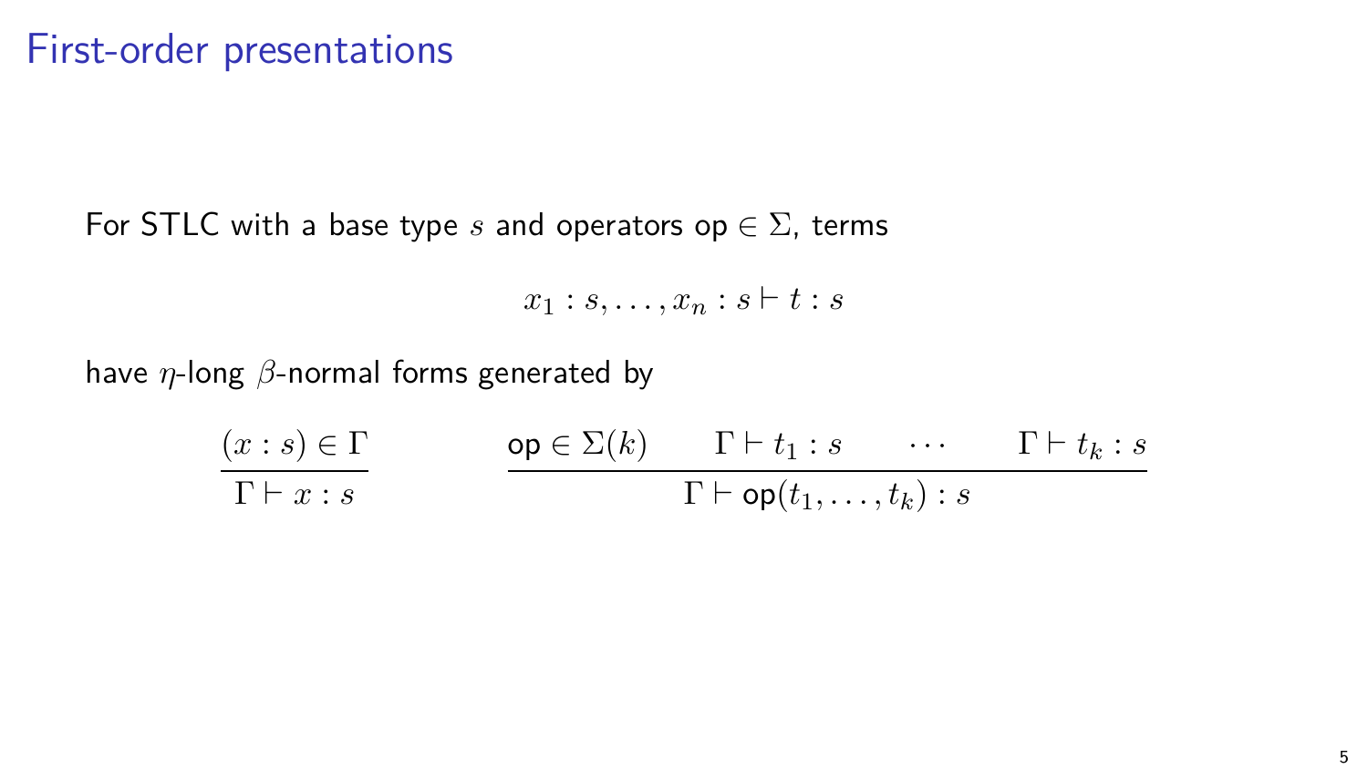# First-order presentations

For STLC with a base type $s$ and operators $\mathsf{op} \in \Sigma$, terms

$$x_1 : s, \ldots, x_n : s \vdash t : s$$

have $\eta$-long $\beta$-normal forms generated by

$$\frac{(x : s) \in \Gamma}{\Gamma \vdash x : s} \qquad \frac{\mathsf{op} \in \Sigma(k) \qquad \Gamma \vdash t_1 : s \qquad \cdots \qquad \Gamma \vdash t_k : s}{\Gamma \vdash \mathsf{op}(t_1, \ldots, t_k) : s}$$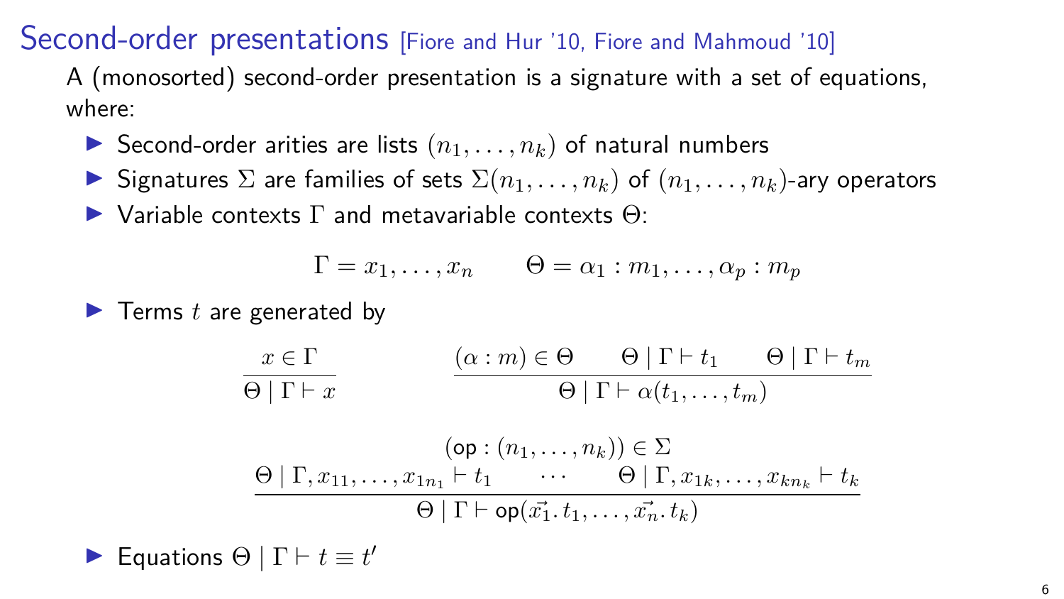# Second-order presentations [Fiore and Hur '10, Fiore and Mahmoud '10]

A (monosorted) second-order presentation is a signature with a set of equations, where:

- Second-order arities are lists $(n_1, \ldots, n_k)$ of natural numbers
- Signatures $\Sigma$ are families of sets $\Sigma(n_1, \ldots, n_k)$ of $(n_1, \ldots, n_k)$-ary operators
- Variable contexts $\Gamma$ and metavariable contexts $\Theta$:

$$\Gamma = x_1, \ldots, x_n \qquad \Theta = \alpha_1 : m_1, \ldots, \alpha_p : m_p$$

- Terms $t$ are generated by

$$\frac{x \in \Gamma}{\Theta \mid \Gamma \vdash x} \qquad\qquad \frac{(\alpha : m) \in \Theta \qquad \Theta \mid \Gamma \vdash t_1 \qquad \Theta \mid \Gamma \vdash t_m}{\Theta \mid \Gamma \vdash \alpha(t_1, \ldots, t_m)}$$

$$\frac{\begin{array}{c}(\mathsf{op} : (n_1, \ldots, n_k)) \in \Sigma \\ \Theta \mid \Gamma, x_{11}, \ldots, x_{1n_1} \vdash t_1 \qquad \cdots \qquad \Theta \mid \Gamma, x_{1k}, \ldots, x_{kn_k} \vdash t_k\end{array}}{\Theta \mid \Gamma \vdash \mathsf{op}(\vec{x_1}.\, t_1, \ldots, \vec{x_n}.\, t_k)}$$

- Equations $\Theta \mid \Gamma \vdash t \equiv t'$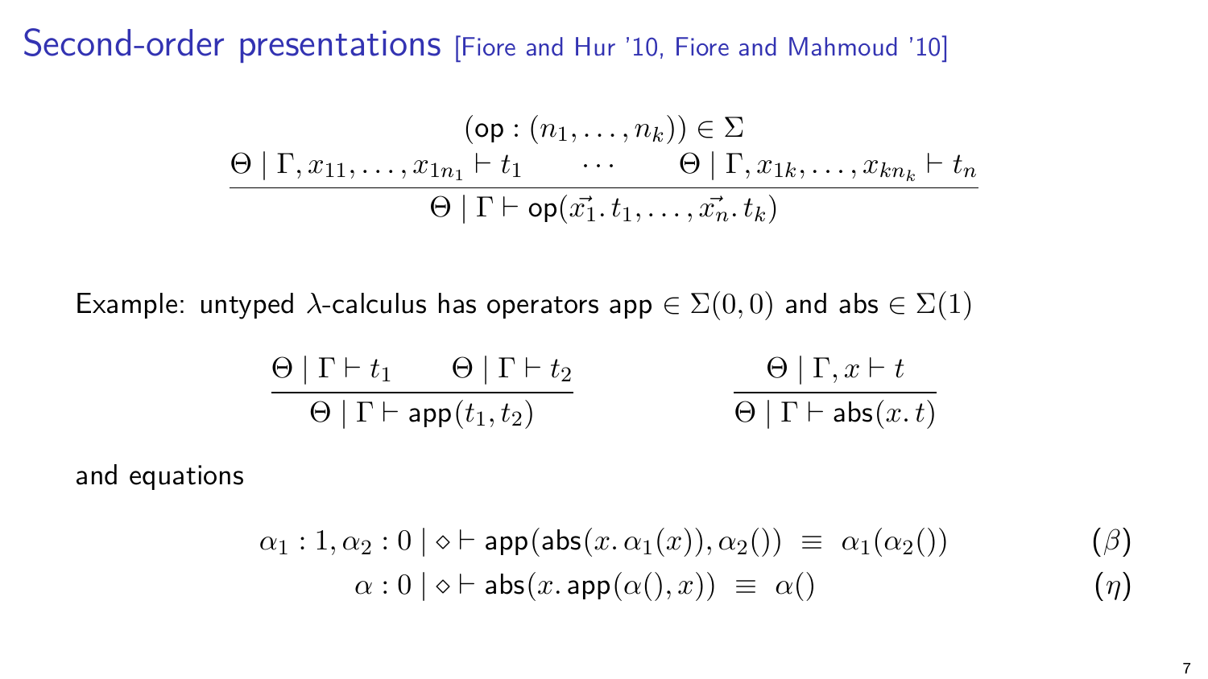# Second-order presentations [Fiore and Hur '10, Fiore and Mahmoud '10]

$$\frac{(\mathsf{op} : (n_1, \ldots, n_k)) \in \Sigma \qquad \Theta \mid \Gamma, x_{11}, \ldots, x_{1n_1} \vdash t_1 \quad \cdots \quad \Theta \mid \Gamma, x_{1k}, \ldots, x_{kn_k} \vdash t_n}{\Theta \mid \Gamma \vdash \mathsf{op}(\vec{x_1}.\, t_1, \ldots, \vec{x_n}.\, t_k)}$$

Example: untyped $\lambda$-calculus has operators $\mathsf{app} \in \Sigma(0,0)$ and $\mathsf{abs} \in \Sigma(1)$

$$\frac{\Theta \mid \Gamma \vdash t_1 \qquad \Theta \mid \Gamma \vdash t_2}{\Theta \mid \Gamma \vdash \mathsf{app}(t_1, t_2)} \qquad\qquad \frac{\Theta \mid \Gamma, x \vdash t}{\Theta \mid \Gamma \vdash \mathsf{abs}(x.\, t)}$$

and equations

$$\alpha_1 : 1, \alpha_2 : 0 \mid \diamond \vdash \mathsf{app}(\mathsf{abs}(x.\, \alpha_1(x)), \alpha_2()) \;\equiv\; \alpha_1(\alpha_2()) \qquad (\beta)$$

$$\alpha : 0 \mid \diamond \vdash \mathsf{abs}(x.\, \mathsf{app}(\alpha(), x)) \;\equiv\; \alpha() \qquad (\eta)$$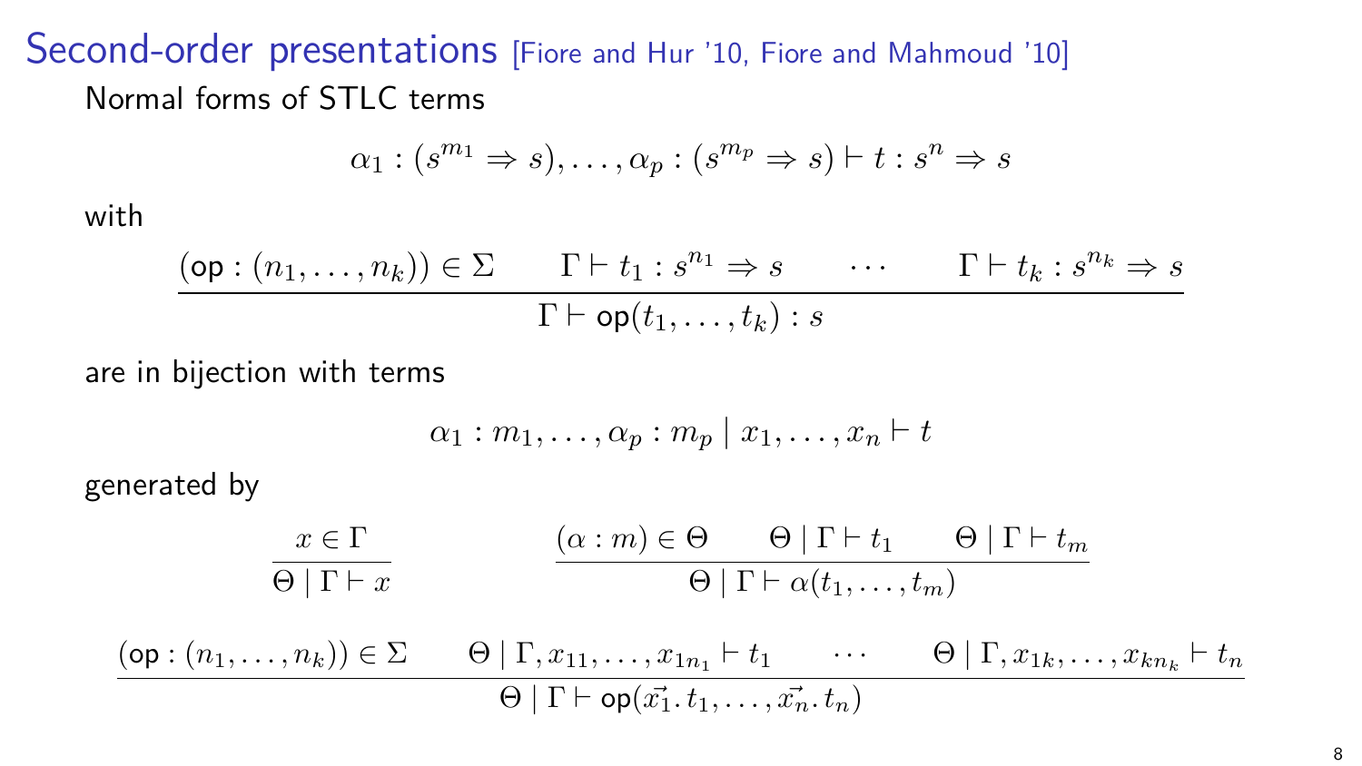# Second-order presentations [Fiore and Hur '10, Fiore and Mahmoud '10]

Normal forms of STLC terms

$$\alpha_1 : (s^{m_1} \Rightarrow s), \ldots, \alpha_p : (s^{m_p} \Rightarrow s) \vdash t : s^n \Rightarrow s$$

with

$$\frac{(\mathsf{op} : (n_1, \ldots, n_k)) \in \Sigma \qquad \Gamma \vdash t_1 : s^{n_1} \Rightarrow s \qquad \cdots \qquad \Gamma \vdash t_k : s^{n_k} \Rightarrow s}{\Gamma \vdash \mathsf{op}(t_1, \ldots, t_k) : s}$$

are in bijection with terms

$$\alpha_1 : m_1, \ldots, \alpha_p : m_p \mid x_1, \ldots, x_n \vdash t$$

generated by

$$\frac{x \in \Gamma}{\Theta \mid \Gamma \vdash x} \qquad\qquad \frac{(\alpha : m) \in \Theta \qquad \Theta \mid \Gamma \vdash t_1 \qquad \Theta \mid \Gamma \vdash t_m}{\Theta \mid \Gamma \vdash \alpha(t_1, \ldots, t_m)}$$

$$\frac{(\mathsf{op} : (n_1, \ldots, n_k)) \in \Sigma \qquad \Theta \mid \Gamma, x_{11}, \ldots, x_{1n_1} \vdash t_1 \qquad \cdots \qquad \Theta \mid \Gamma, x_{1k}, \ldots, x_{kn_k} \vdash t_n}{\Theta \mid \Gamma \vdash \mathsf{op}(\vec{x_1}.\, t_1, \ldots, \vec{x_n}.\, t_n)}$$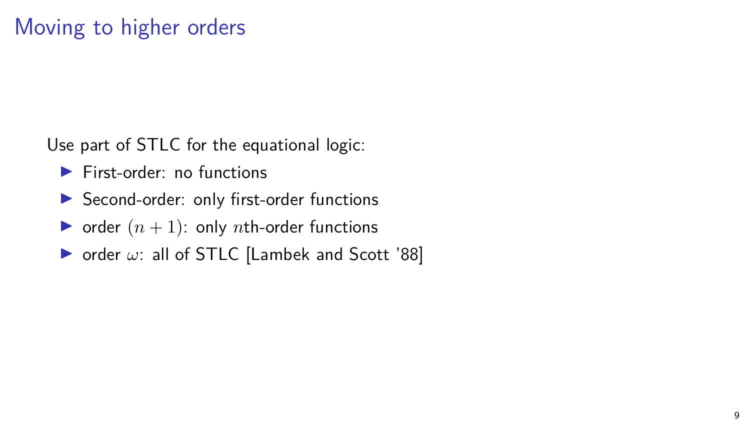# Moving to higher orders

Use part of STLC for the equational logic:

- First-order: no functions
- Second-order: only first-order functions
- order $(n+1)$: only $n$th-order functions
- order $\omega$: all of STLC [Lambek and Scott '88]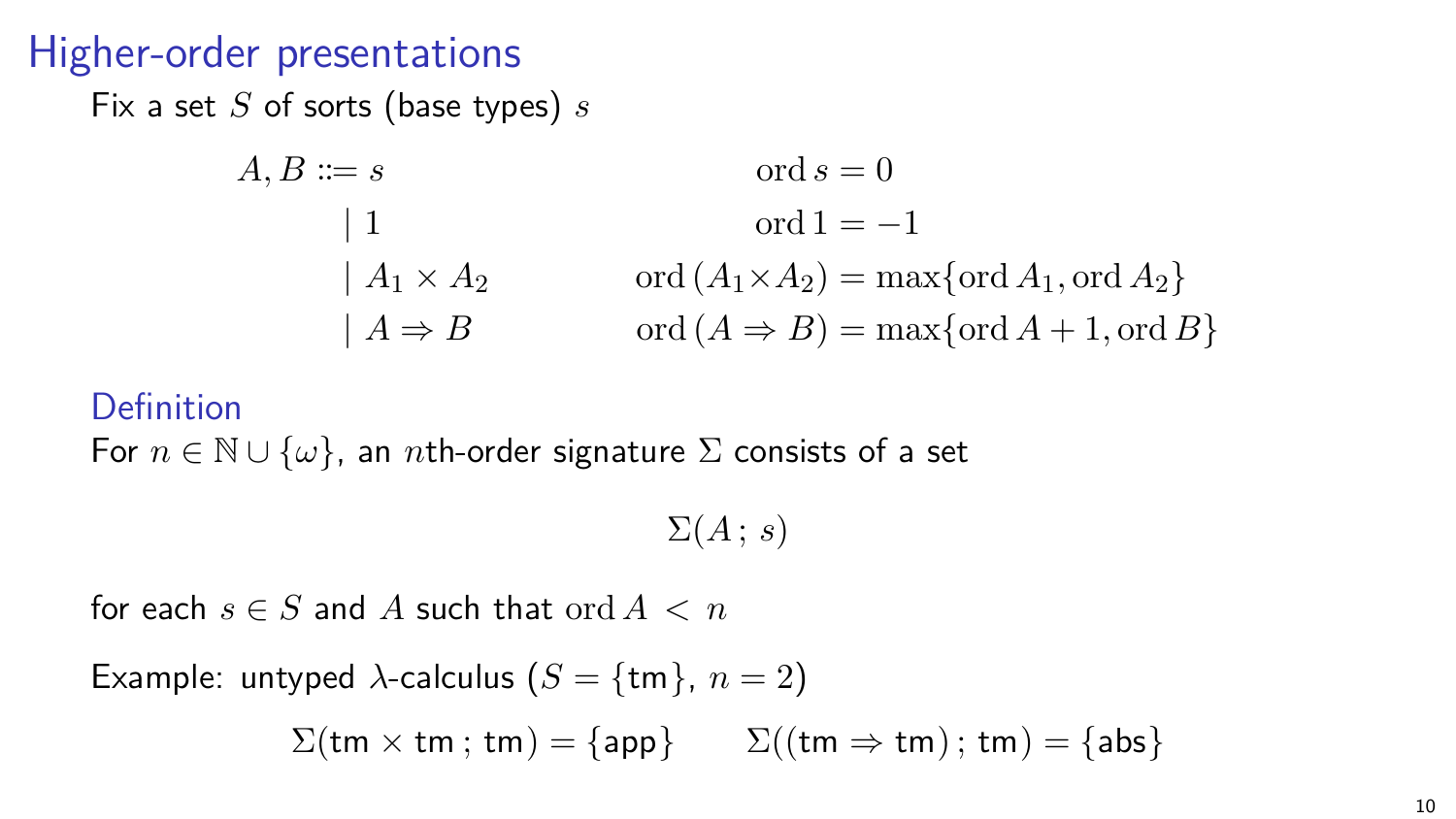# Higher-order presentations

Fix a set $S$ of sorts (base types) $s$

$$
\begin{aligned}
A, B ::= {} & s & \operatorname{ord} s &= 0 \\
\mid {} & 1 & \operatorname{ord} 1 &= -1 \\
\mid {} & A_1 \times A_2 & \operatorname{ord}(A_1 \times A_2) &= \max\{\operatorname{ord} A_1, \operatorname{ord} A_2\} \\
\mid {} & A \Rightarrow B & \operatorname{ord}(A \Rightarrow B) &= \max\{\operatorname{ord} A + 1, \operatorname{ord} B\}
\end{aligned}
$$

## Definition

For $n \in \mathbb{N} \cup \{\omega\}$, an $n$th-order signature $\Sigma$ consists of a set

$$\Sigma(A\,;\,s)$$

for each $s \in S$ and $A$ such that $\operatorname{ord} A < n$

Example: untyped $\lambda$-calculus ($S = \{\mathsf{tm}\}$, $n = 2$)

$$\Sigma(\mathsf{tm} \times \mathsf{tm}\,;\,\mathsf{tm}) = \{\mathsf{app}\} \qquad \Sigma((\mathsf{tm} \Rightarrow \mathsf{tm})\,;\,\mathsf{tm}) = \{\mathsf{abs}\}$$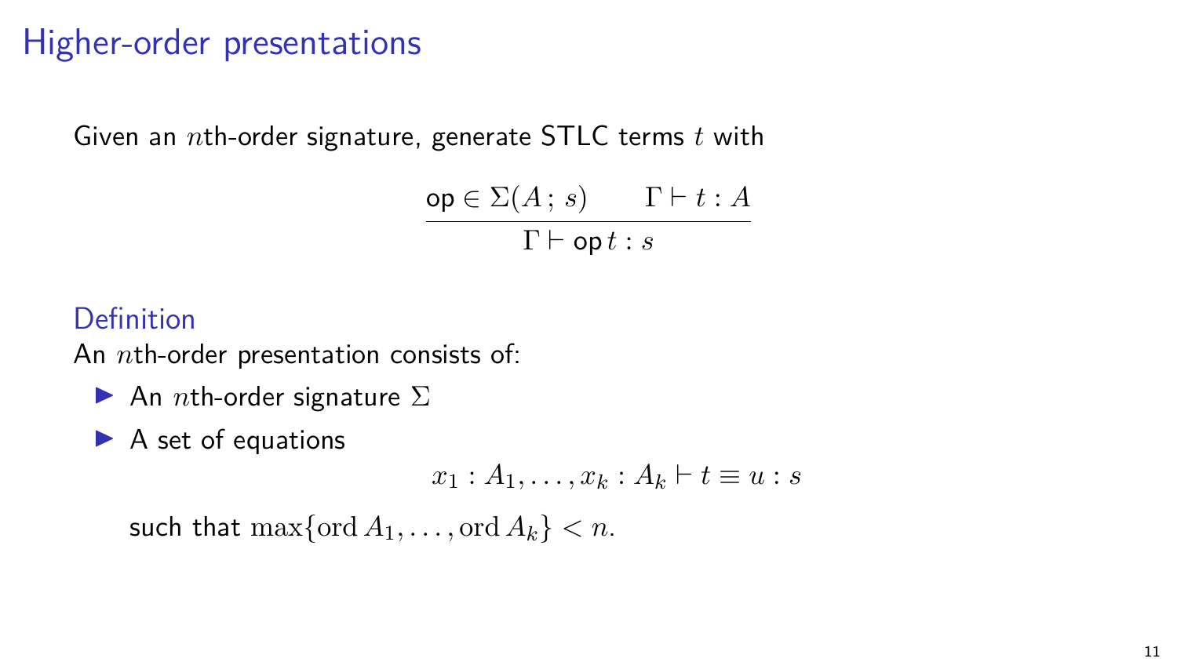# Higher-order presentations

Given an $n$th-order signature, generate STLC terms $t$ with

$$\frac{\mathsf{op} \in \Sigma(A\,;\,s) \qquad \Gamma \vdash t : A}{\Gamma \vdash \mathsf{op}\, t : s}$$

## Definition

An $n$th-order presentation consists of:

- An $n$th-order signature $\Sigma$
- A set of equations

  $$x_1 : A_1, \ldots, x_k : A_k \vdash t \equiv u : s$$

  such that $\max\{\mathrm{ord}\, A_1, \ldots, \mathrm{ord}\, A_k\} < n$.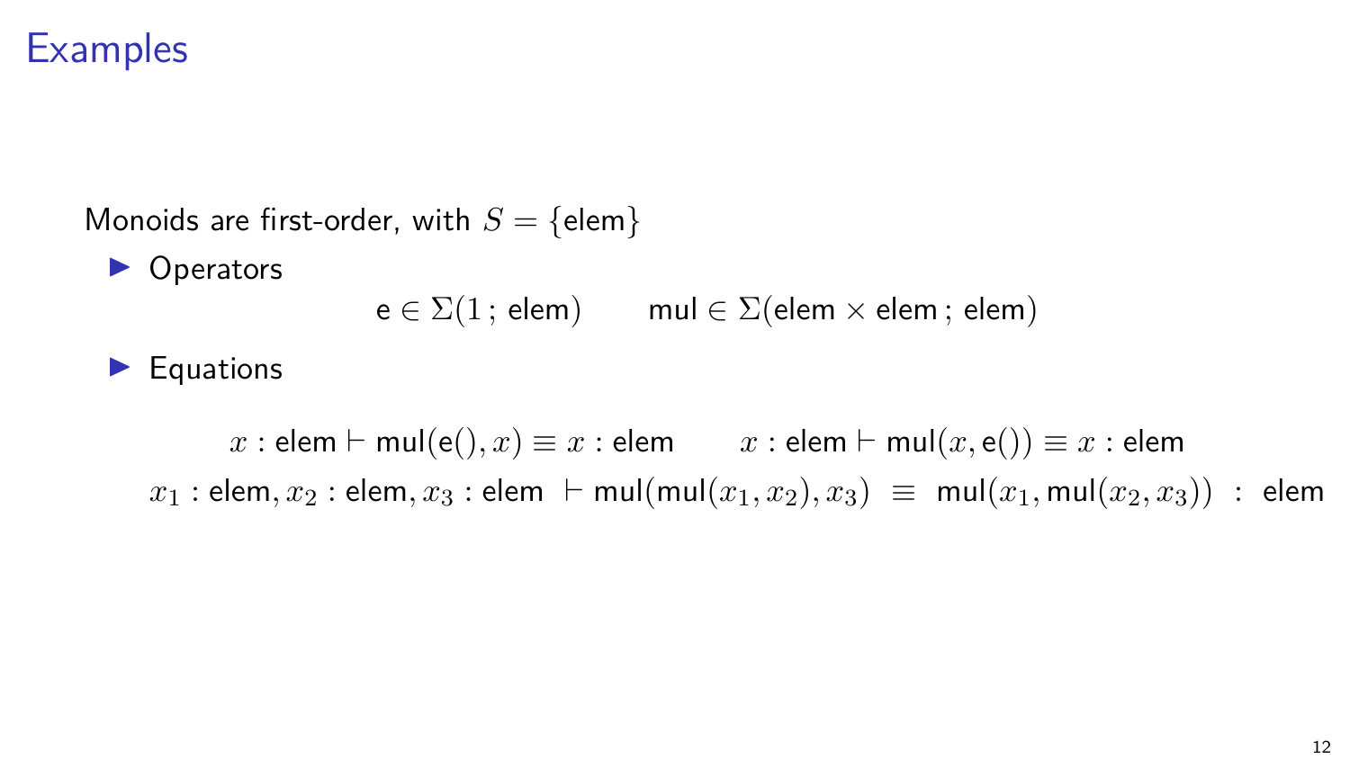# Examples

Monoids are first-order, with $S = \{\mathsf{elem}\}$

- Operators

$$\mathsf{e} \in \Sigma(1\,;\,\mathsf{elem}) \qquad \mathsf{mul} \in \Sigma(\mathsf{elem} \times \mathsf{elem}\,;\,\mathsf{elem})$$

- Equations

$$x : \mathsf{elem} \vdash \mathsf{mul}(\mathsf{e}(), x) \equiv x : \mathsf{elem} \qquad x : \mathsf{elem} \vdash \mathsf{mul}(x, \mathsf{e}()) \equiv x : \mathsf{elem}$$

$$x_1 : \mathsf{elem}, x_2 : \mathsf{elem}, x_3 : \mathsf{elem} \ \vdash \mathsf{mul}(\mathsf{mul}(x_1, x_2), x_3) \ \equiv \ \mathsf{mul}(x_1, \mathsf{mul}(x_2, x_3)) \ : \ \mathsf{elem}$$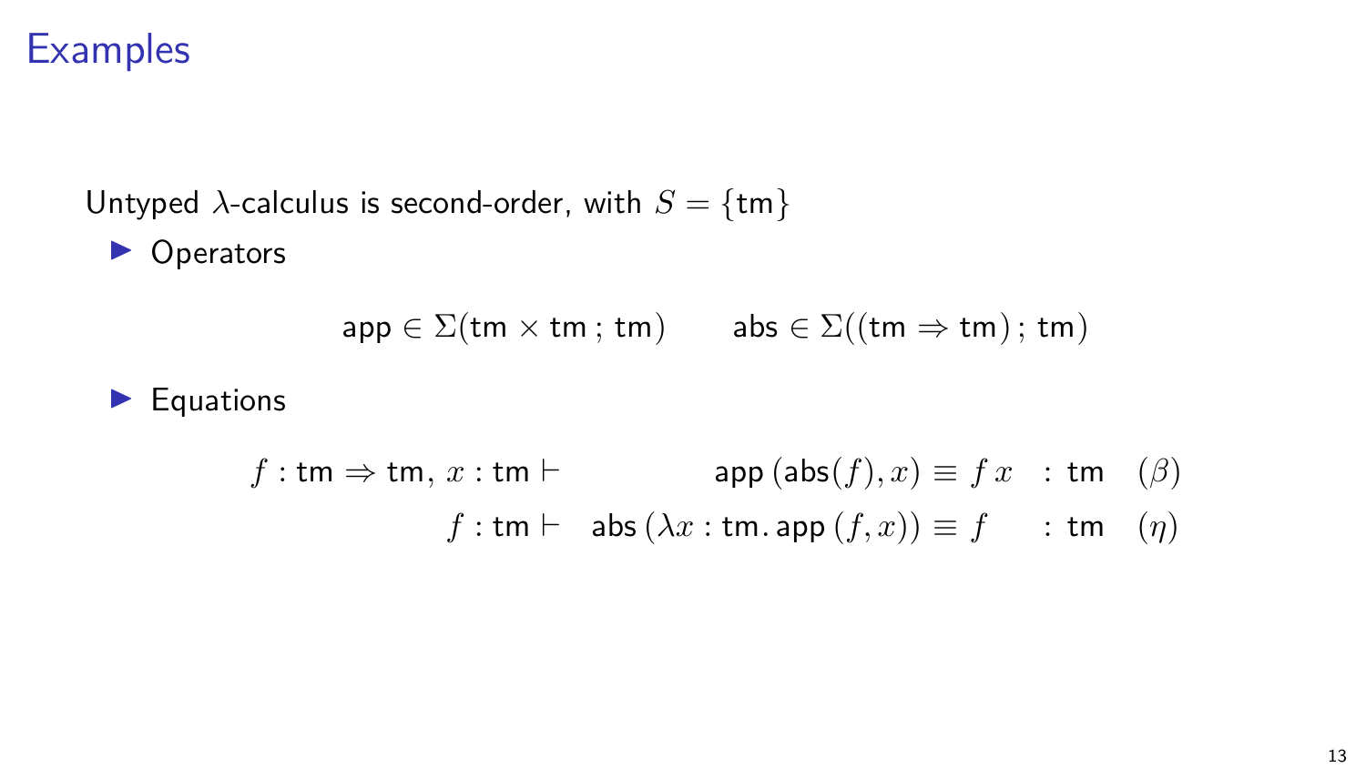# Examples

Untyped $\lambda$-calculus is second-order, with $S = \{\mathsf{tm}\}$

- Operators

$$\mathsf{app} \in \Sigma(\mathsf{tm} \times \mathsf{tm}\,;\,\mathsf{tm}) \qquad \mathsf{abs} \in \Sigma((\mathsf{tm} \Rightarrow \mathsf{tm})\,;\,\mathsf{tm})$$

- Equations

$$f : \mathsf{tm} \Rightarrow \mathsf{tm},\, x : \mathsf{tm} \vdash \quad \mathsf{app}\,(\mathsf{abs}(f), x) \equiv f\,x \quad : \mathsf{tm} \quad (\beta)$$

$$f : \mathsf{tm} \vdash \quad \mathsf{abs}\,(\lambda x : \mathsf{tm}.\, \mathsf{app}\,(f, x)) \equiv f \quad : \mathsf{tm} \quad (\eta)$$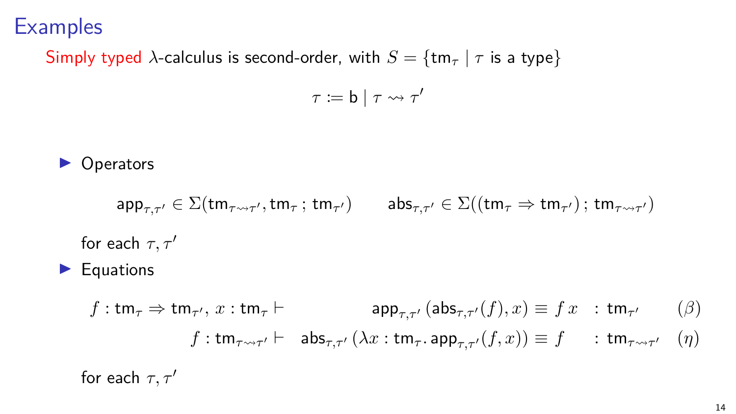# Examples

Simply typed $\lambda$-calculus is second-order, with $S = \{\mathsf{tm}_\tau \mid \tau \text{ is a type}\}$

$$\tau \coloneqq \mathsf{b} \mid \tau \rightsquigarrow \tau'$$

- Operators

$$\mathsf{app}_{\tau,\tau'} \in \Sigma(\mathsf{tm}_{\tau \rightsquigarrow \tau'}, \mathsf{tm}_\tau \,;\, \mathsf{tm}_{\tau'}) \qquad \mathsf{abs}_{\tau,\tau'} \in \Sigma((\mathsf{tm}_\tau \Rightarrow \mathsf{tm}_{\tau'}) \,;\, \mathsf{tm}_{\tau \rightsquigarrow \tau'})$$

  for each $\tau, \tau'$

- Equations

$$f : \mathsf{tm}_\tau \Rightarrow \mathsf{tm}_{\tau'},\, x : \mathsf{tm}_\tau \vdash \quad \mathsf{app}_{\tau,\tau'}(\mathsf{abs}_{\tau,\tau'}(f), x) \equiv f\,x \quad : \mathsf{tm}_{\tau'} \qquad (\beta)$$

$$f : \mathsf{tm}_{\tau \rightsquigarrow \tau'} \vdash \quad \mathsf{abs}_{\tau,\tau'}(\lambda x : \mathsf{tm}_\tau.\, \mathsf{app}_{\tau,\tau'}(f, x)) \equiv f \quad : \mathsf{tm}_{\tau \rightsquigarrow \tau'} \qquad (\eta)$$

  for each $\tau, \tau'$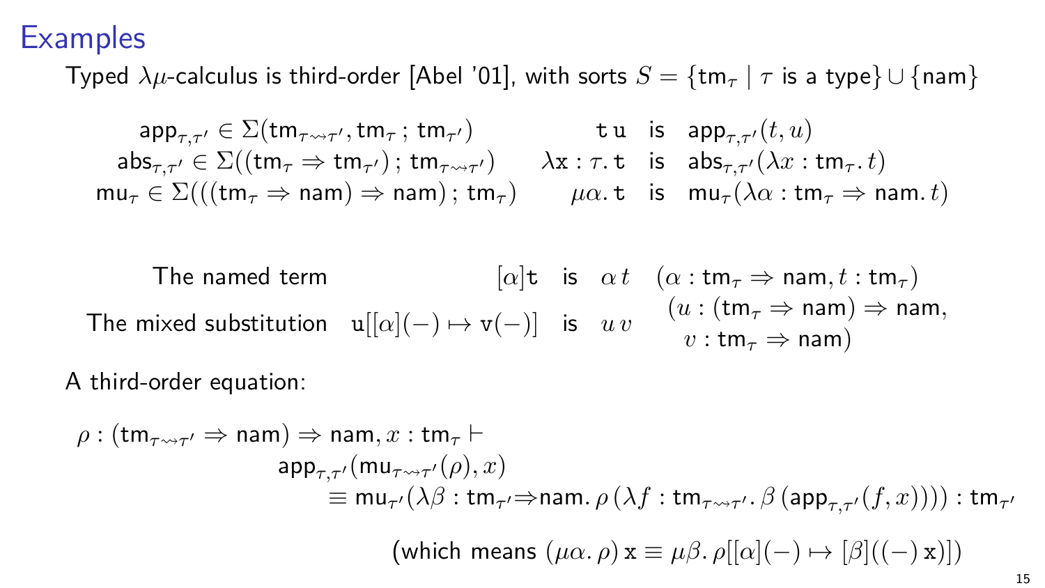# Examples

Typed $\lambda\mu$-calculus is third-order [Abel '01], with sorts $S = \{\mathsf{tm}_\tau \mid \tau \text{ is a type}\} \cup \{\mathsf{nam}\}$

$$
\begin{array}{lrcl}
\mathsf{app}_{\tau,\tau'} \in \Sigma(\mathsf{tm}_{\tau \rightsquigarrow \tau'}, \mathsf{tm}_\tau \,;\, \mathsf{tm}_{\tau'}) & \mathtt{t}\,\mathtt{u} & \text{is} & \mathsf{app}_{\tau,\tau'}(t, u) \\
\mathsf{abs}_{\tau,\tau'} \in \Sigma((\mathsf{tm}_\tau \Rightarrow \mathsf{tm}_{\tau'}) \,;\, \mathsf{tm}_{\tau \rightsquigarrow \tau'}) & \lambda \mathtt{x} : \tau.\, \mathtt{t} & \text{is} & \mathsf{abs}_{\tau,\tau'}(\lambda x : \mathsf{tm}_\tau.\, t) \\
\mathsf{mu}_\tau \in \Sigma(((\mathsf{tm}_\tau \Rightarrow \mathsf{nam}) \Rightarrow \mathsf{nam}) \,;\, \mathsf{tm}_\tau) & \mu\alpha.\, \mathtt{t} & \text{is} & \mathsf{mu}_\tau(\lambda \alpha : \mathsf{tm}_\tau \Rightarrow \mathsf{nam}.\, t)
\end{array}
$$

The named term $[\alpha]\mathtt{t}$ is $\alpha\, t$ $\quad (\alpha : \mathsf{tm}_\tau \Rightarrow \mathsf{nam}, t : \mathsf{tm}_\tau)$

The mixed substitution $\mathtt{u}[[\alpha](-) \mapsto \mathtt{v}(-)]$ is $u\, v$ $\quad (u : (\mathsf{tm}_\tau \Rightarrow \mathsf{nam}) \Rightarrow \mathsf{nam}, v : \mathsf{tm}_\tau \Rightarrow \mathsf{nam})$

A third-order equation:

$$
\begin{aligned}
\rho : (\mathsf{tm}_{\tau \rightsquigarrow \tau'} \Rightarrow \mathsf{nam}) \Rightarrow \mathsf{nam}, x : \mathsf{tm}_\tau \vdash \\
\mathsf{app}_{\tau,\tau'}(\mathsf{mu}_{\tau \rightsquigarrow \tau'}(\rho), x) \\
\equiv \mathsf{mu}_{\tau'}(\lambda \beta : \mathsf{tm}_{\tau'} \Rightarrow \mathsf{nam}.\, \rho\, (\lambda f : \mathsf{tm}_{\tau \rightsquigarrow \tau'}.\, \beta\, (\mathsf{app}_{\tau,\tau'}(f, x)))) : \mathsf{tm}_{\tau'}
\end{aligned}
$$

(which means $(\mu\alpha.\, \rho)\, \mathtt{x} \equiv \mu\beta.\, \rho[[\alpha](-) \mapsto [\beta]((-)\, \mathtt{x})]$)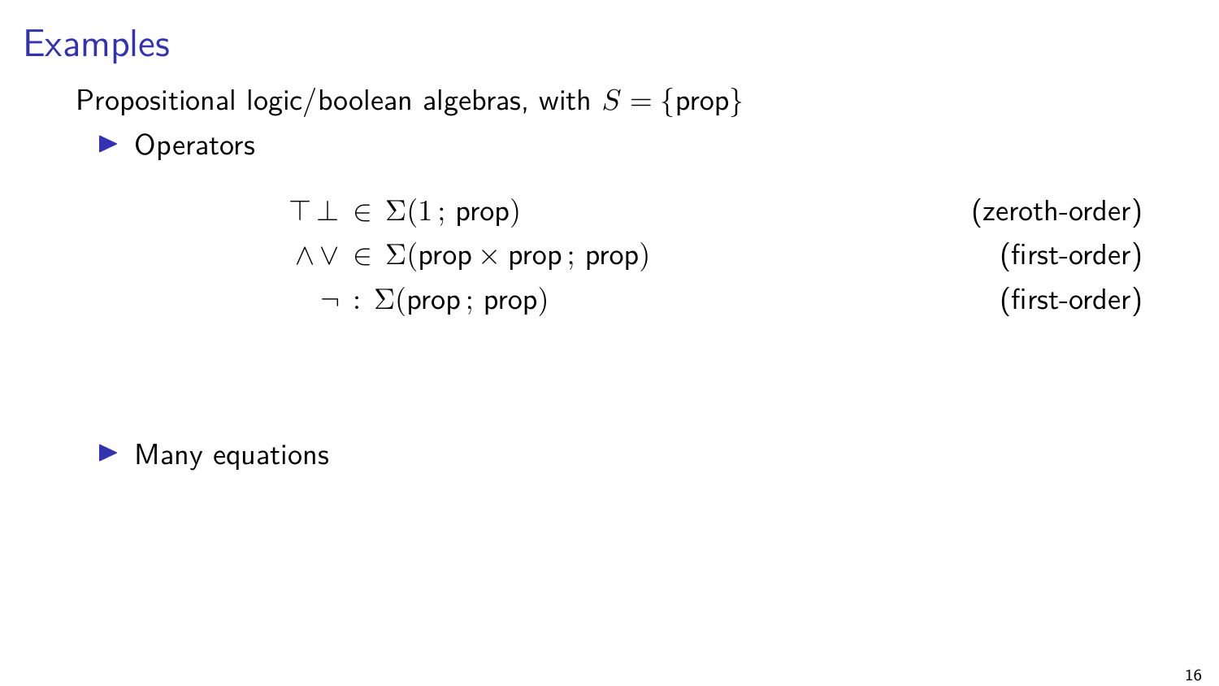# Examples

Propositional logic/boolean algebras, with $S = \{\mathsf{prop}\}$

- Operators

$$\top \; \bot \; \in \; \Sigma(1\,;\,\mathsf{prop}) \qquad \text{(zeroth-order)}$$

$$\wedge \; \vee \; \in \; \Sigma(\mathsf{prop} \times \mathsf{prop}\,;\,\mathsf{prop}) \qquad \text{(first-order)}$$

$$\neg \; : \; \Sigma(\mathsf{prop}\,;\,\mathsf{prop}) \qquad \text{(first-order)}$$

- Many equations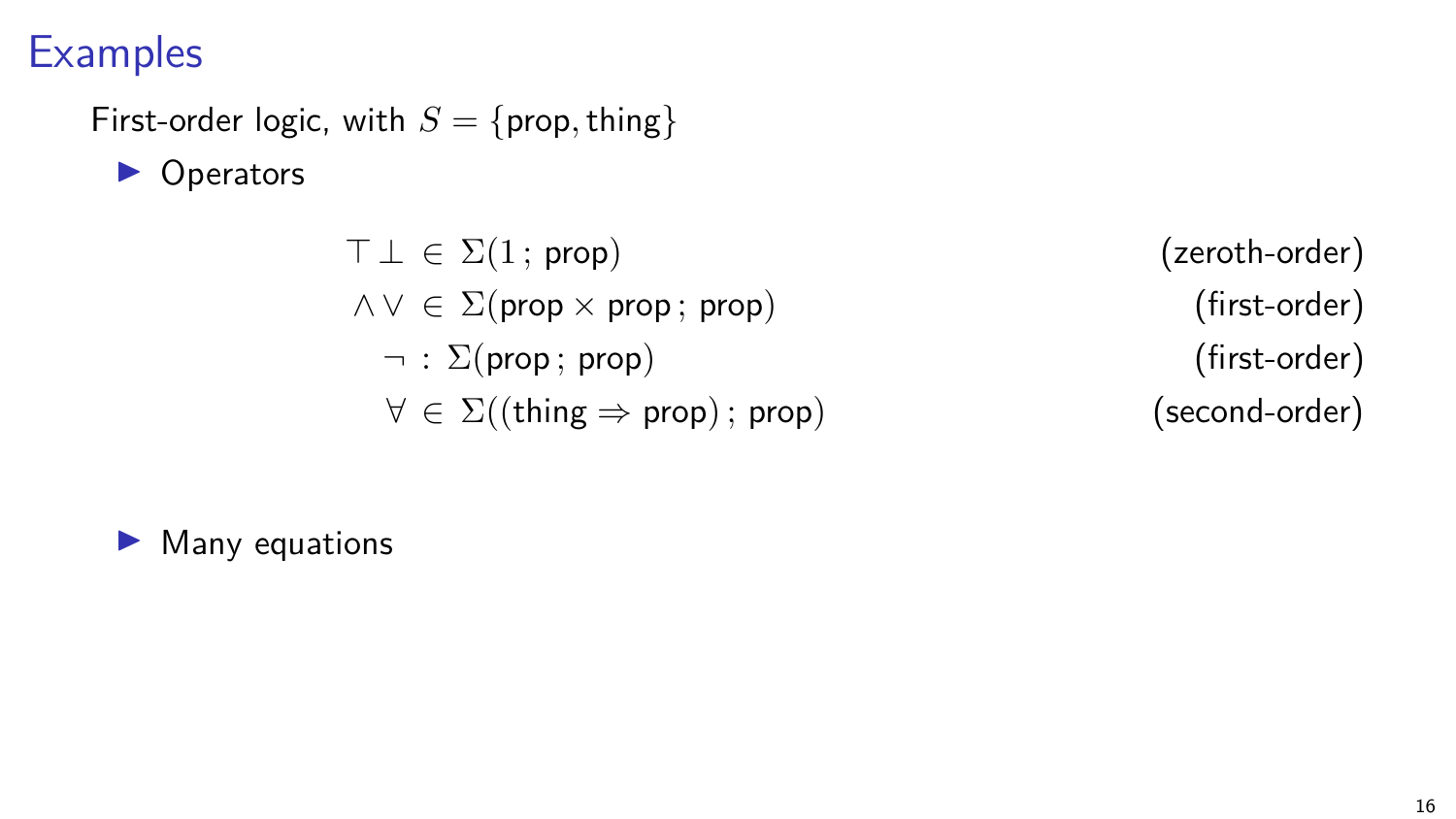# Examples

First-order logic, with $S = \{\mathsf{prop}, \mathsf{thing}\}$

- Operators

$$
\begin{aligned}
\top \; \bot \;&\in\; \Sigma(1\,;\, \mathsf{prop}) && \text{(zeroth-order)}\\
\wedge \; \vee \;&\in\; \Sigma(\mathsf{prop} \times \mathsf{prop}\,;\, \mathsf{prop}) && \text{(first-order)}\\
\neg \;&:\; \Sigma(\mathsf{prop}\,;\, \mathsf{prop}) && \text{(first-order)}\\
\forall \;&\in\; \Sigma((\mathsf{thing} \Rightarrow \mathsf{prop})\,;\, \mathsf{prop}) && \text{(second-order)}
\end{aligned}
$$

- Many equations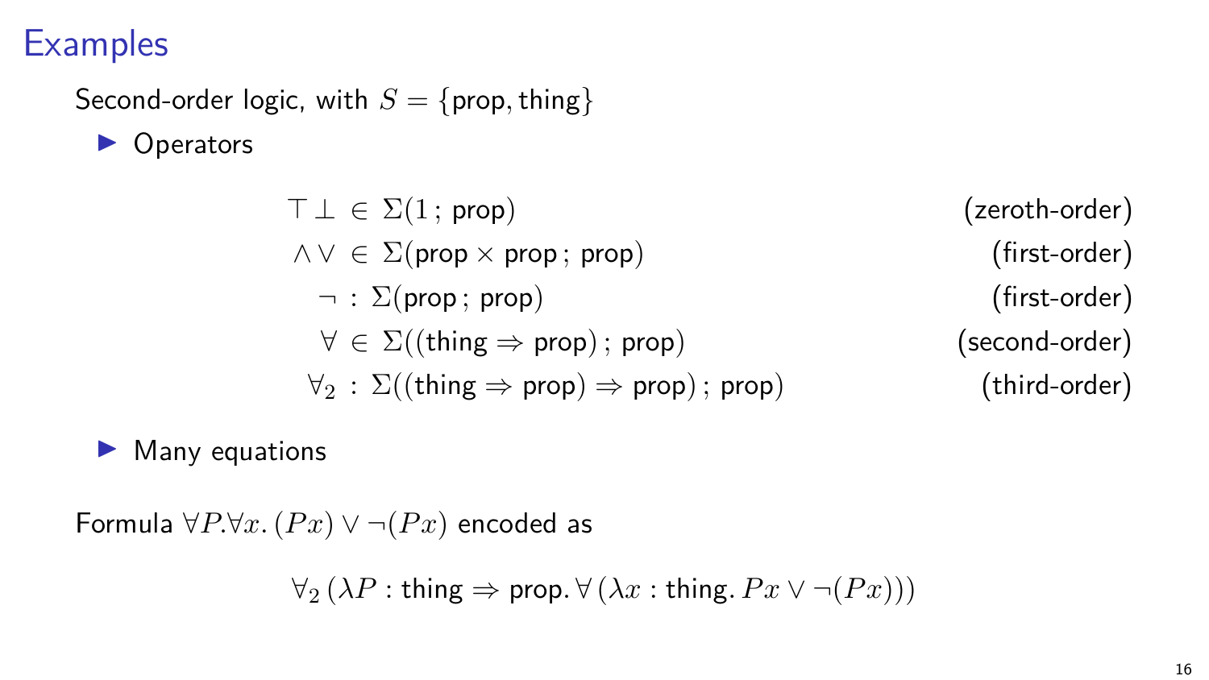# Examples

Second-order logic, with $S = \{\mathsf{prop}, \mathsf{thing}\}$

- Operators

$$
\begin{aligned}
\top\ \bot\ &\in\ \Sigma(1\,;\,\mathsf{prop}) && \text{(zeroth-order)} \\
\wedge\ \vee\ &\in\ \Sigma(\mathsf{prop} \times \mathsf{prop}\,;\,\mathsf{prop}) && \text{(first-order)} \\
\neg\ &:\ \Sigma(\mathsf{prop}\,;\,\mathsf{prop}) && \text{(first-order)} \\
\forall\ &\in\ \Sigma((\mathsf{thing} \Rightarrow \mathsf{prop})\,;\,\mathsf{prop}) && \text{(second-order)} \\
\forall_2\ &:\ \Sigma((\mathsf{thing} \Rightarrow \mathsf{prop}) \Rightarrow \mathsf{prop})\,;\,\mathsf{prop}) && \text{(third-order)}
\end{aligned}
$$

- Many equations

Formula $\forall P. \forall x. (Px) \vee \neg(Px)$ encoded as

$$
\forall_2\,(\lambda P : \mathsf{thing} \Rightarrow \mathsf{prop}.\, \forall\,(\lambda x : \mathsf{thing}.\, Px \vee \neg(Px)))
$$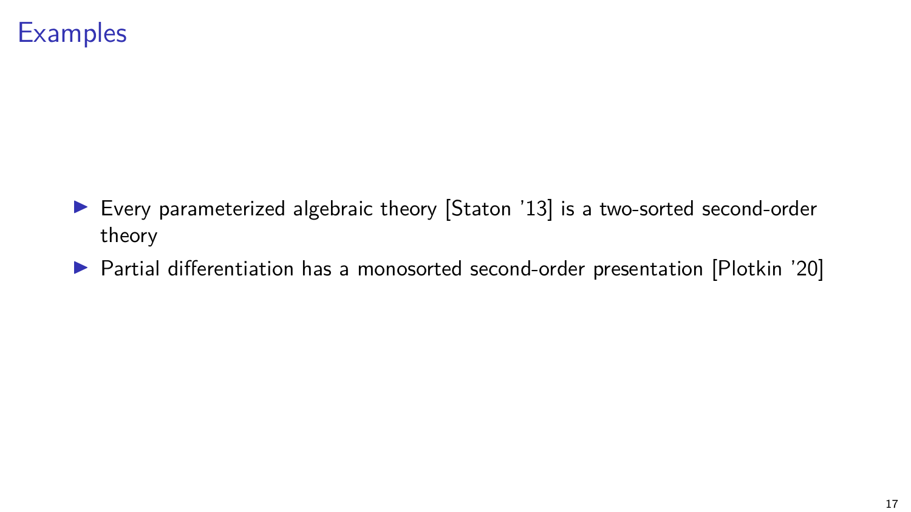# Examples

- Every parameterized algebraic theory [Staton '13] is a two-sorted second-order theory
- Partial differentiation has a monosorted second-order presentation [Plotkin '20]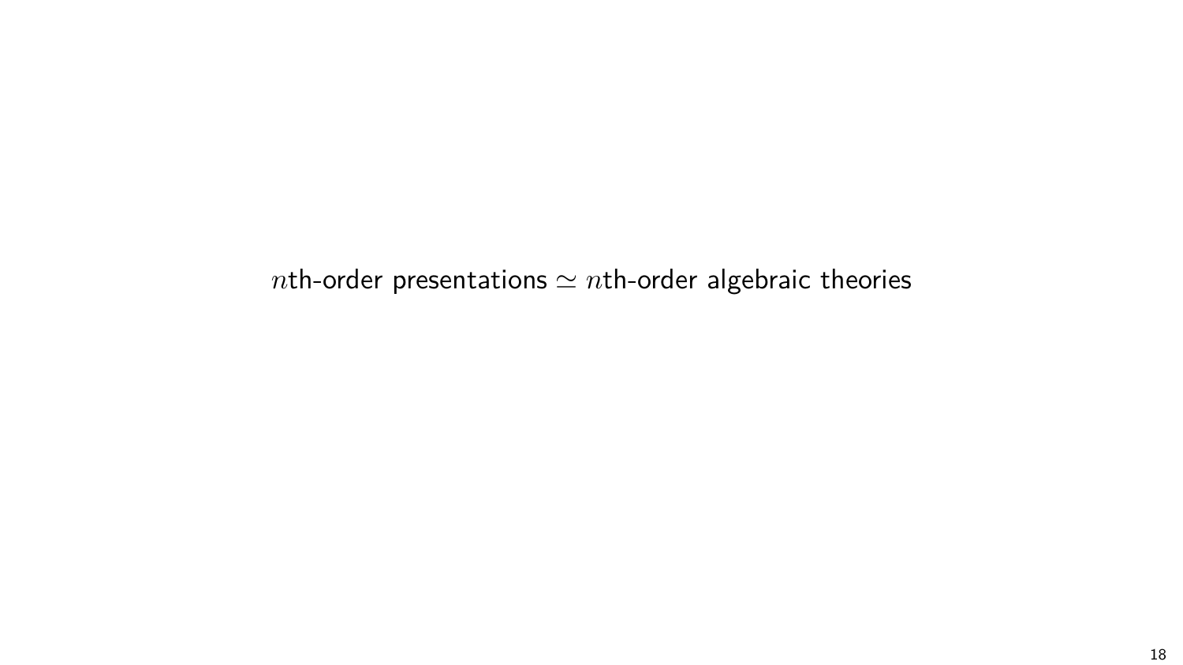$n$th-order presentations $\simeq$ $n$th-order algebraic theories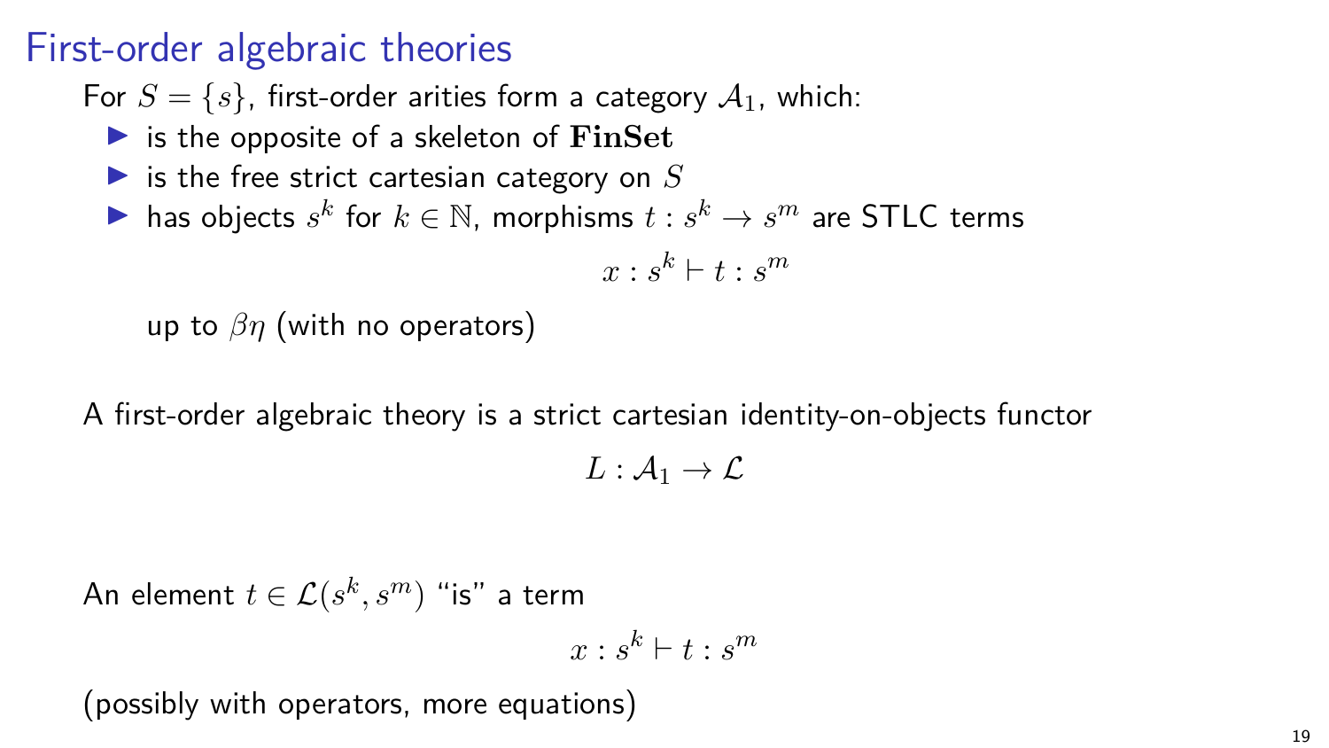# First-order algebraic theories

For $S = \{s\}$, first-order arities form a category $\mathcal{A}_1$, which:

- is the opposite of a skeleton of $\mathbf{FinSet}$
- is the free strict cartesian category on $S$
- has objects $s^k$ for $k \in \mathbb{N}$, morphisms $t : s^k \to s^m$ are STLC terms

  $$x : s^k \vdash t : s^m$$

  up to $\beta\eta$ (with no operators)

A first-order algebraic theory is a strict cartesian identity-on-objects functor

$$L : \mathcal{A}_1 \to \mathcal{L}$$

An element $t \in \mathcal{L}(s^k, s^m)$ "is" a term

$$x : s^k \vdash t : s^m$$

(possibly with operators, more equations)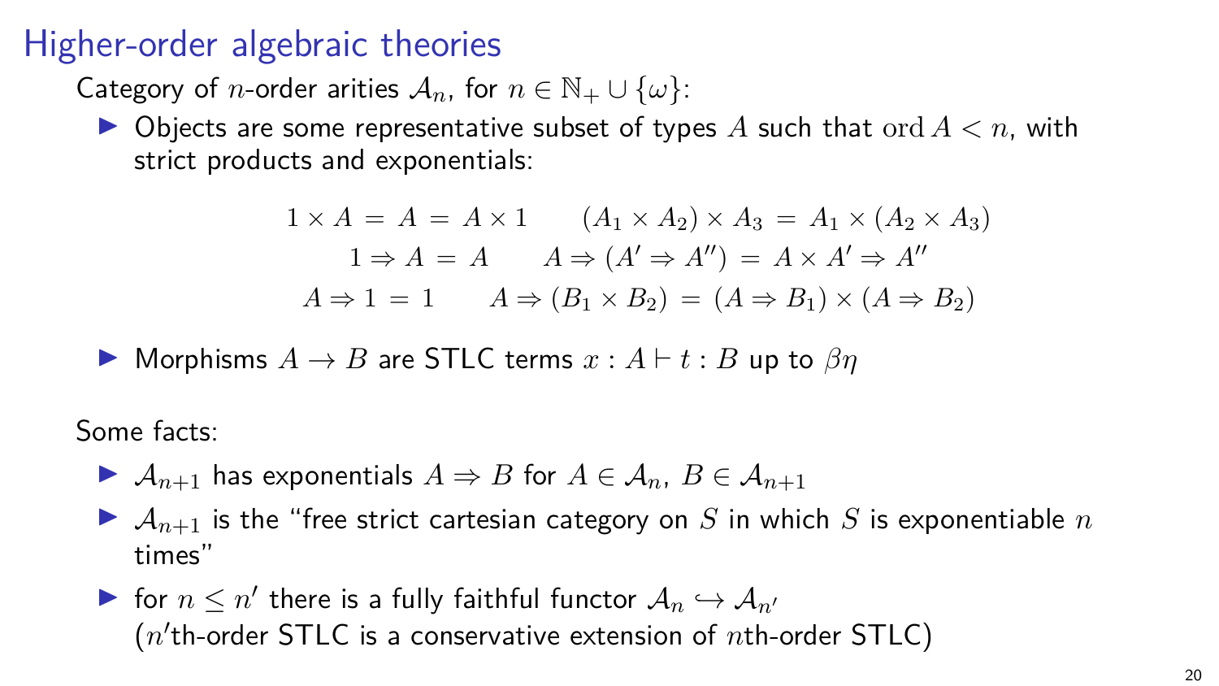# Higher-order algebraic theories

Category of $n$-order arities $\mathcal{A}_n$, for $n \in \mathbb{N}_+ \cup \{\omega\}$:

- Objects are some representative subset of types $A$ such that $\operatorname{ord} A < n$, with strict products and exponentials:

$$
\begin{gathered}
1 \times A \,=\, A \,=\, A \times 1 \qquad (A_1 \times A_2) \times A_3 \,=\, A_1 \times (A_2 \times A_3) \\
1 \Rightarrow A \,=\, A \qquad A \Rightarrow (A' \Rightarrow A'') \,=\, A \times A' \Rightarrow A'' \\
A \Rightarrow 1 \,=\, 1 \qquad A \Rightarrow (B_1 \times B_2) \,=\, (A \Rightarrow B_1) \times (A \Rightarrow B_2)
\end{gathered}
$$

- Morphisms $A \to B$ are STLC terms $x : A \vdash t : B$ up to $\beta\eta$

Some facts:

- $\mathcal{A}_{n+1}$ has exponentials $A \Rightarrow B$ for $A \in \mathcal{A}_n$, $B \in \mathcal{A}_{n+1}$
- $\mathcal{A}_{n+1}$ is the "free strict cartesian category on $S$ in which $S$ is exponentiable $n$ times"
- for $n \leq n'$ there is a fully faithful functor $\mathcal{A}_n \hookrightarrow \mathcal{A}_{n'}$
  ($n'$th-order STLC is a conservative extension of $n$th-order STLC)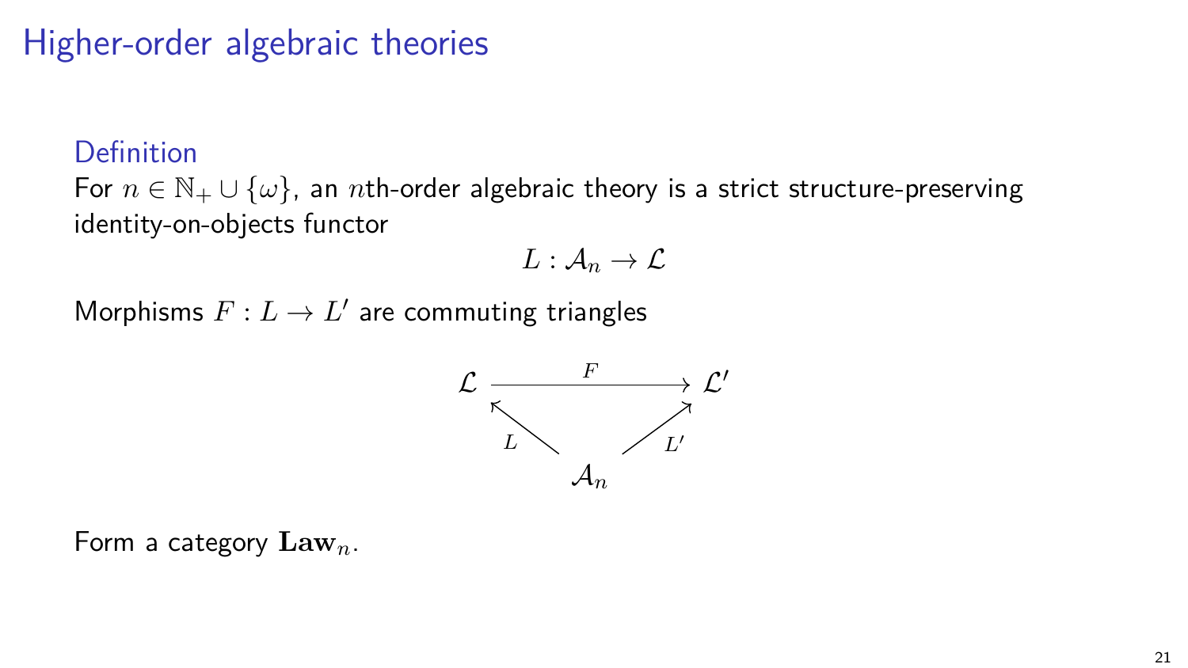# Higher-order algebraic theories

### Definition

For $n \in \mathbb{N}_+ \cup \{\omega\}$, an $n$th-order algebraic theory is a strict structure-preserving identity-on-objects functor

$$L : \mathcal{A}_n \to \mathcal{L}$$

Morphisms $F : L \to L'$ are commuting triangles

$$\begin{array}{ccc} \mathcal{L} & \xrightarrow{F} & \mathcal{L}' \\ & {}_{L}\nwarrow \quad \nearrow_{L'} & \\ & \mathcal{A}_n & \end{array}$$

Form a category $\mathbf{Law}_n$.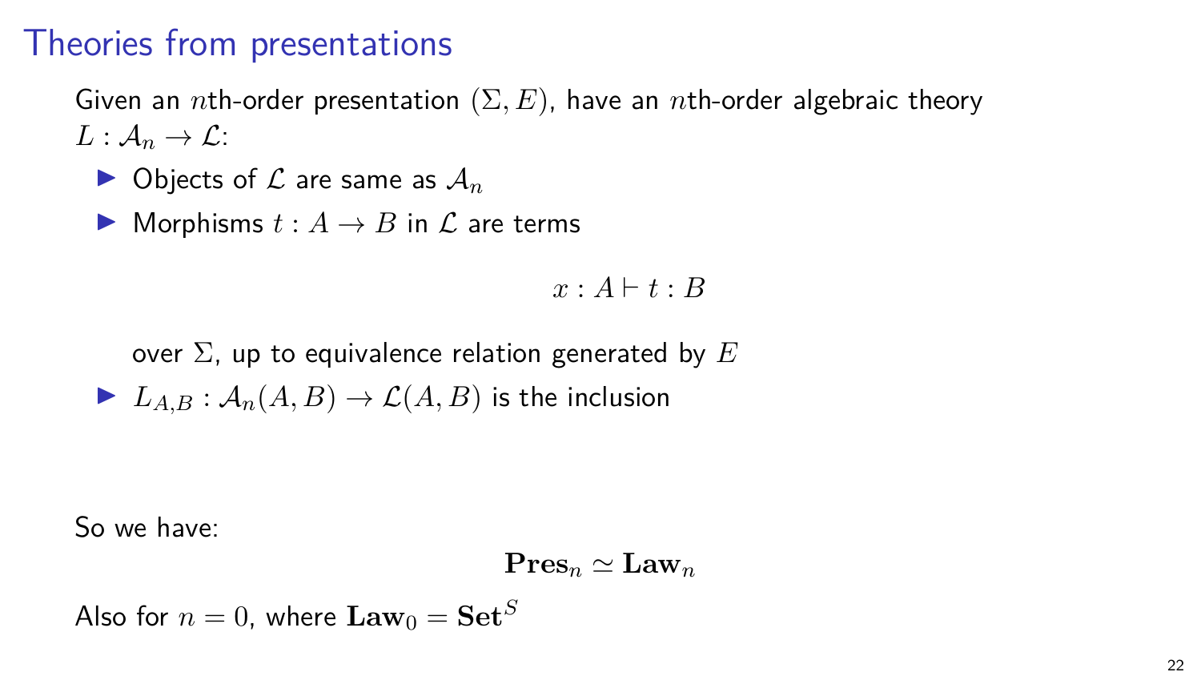# Theories from presentations

Given an $n$th-order presentation $(\Sigma, E)$, have an $n$th-order algebraic theory $L : \mathcal{A}_n \to \mathcal{L}$:

- Objects of $\mathcal{L}$ are same as $\mathcal{A}_n$
- Morphisms $t : A \to B$ in $\mathcal{L}$ are terms

$$x : A \vdash t : B$$

  over $\Sigma$, up to equivalence relation generated by $E$

- $L_{A,B} : \mathcal{A}_n(A, B) \to \mathcal{L}(A, B)$ is the inclusion

So we have:

$$\mathbf{Pres}_n \simeq \mathbf{Law}_n$$

Also for $n = 0$, where $\mathbf{Law}_0 = \mathbf{Set}^S$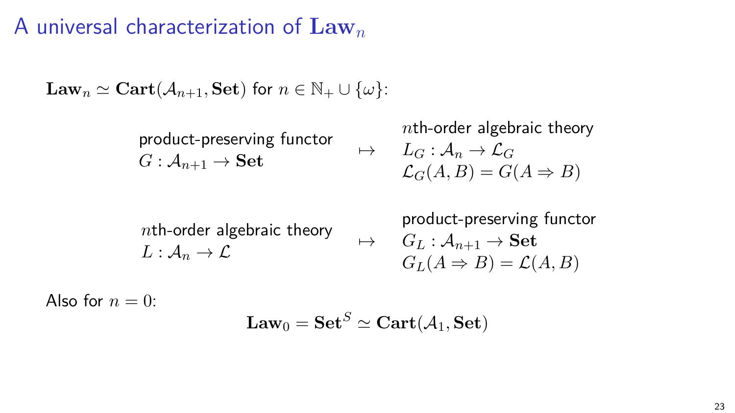# A universal characterization of $\mathbf{Law}_n$

$\mathbf{Law}_n \simeq \mathbf{Cart}(\mathcal{A}_{n+1}, \mathbf{Set})$ for $n \in \mathbb{N}_+ \cup \{\omega\}$:

product-preserving functor $G : \mathcal{A}_{n+1} \to \mathbf{Set}$ $\mapsto$ $n$th-order algebraic theory $L_G : \mathcal{A}_n \to \mathcal{L}_G$, $\mathcal{L}_G(A, B) = G(A \Rightarrow B)$

$n$th-order algebraic theory $L : \mathcal{A}_n \to \mathcal{L}$ $\mapsto$ product-preserving functor $G_L : \mathcal{A}_{n+1} \to \mathbf{Set}$, $G_L(A \Rightarrow B) = \mathcal{L}(A, B)$

Also for $n = 0$:

$$\mathbf{Law}_0 = \mathbf{Set}^S \simeq \mathbf{Cart}(\mathcal{A}_1, \mathbf{Set})$$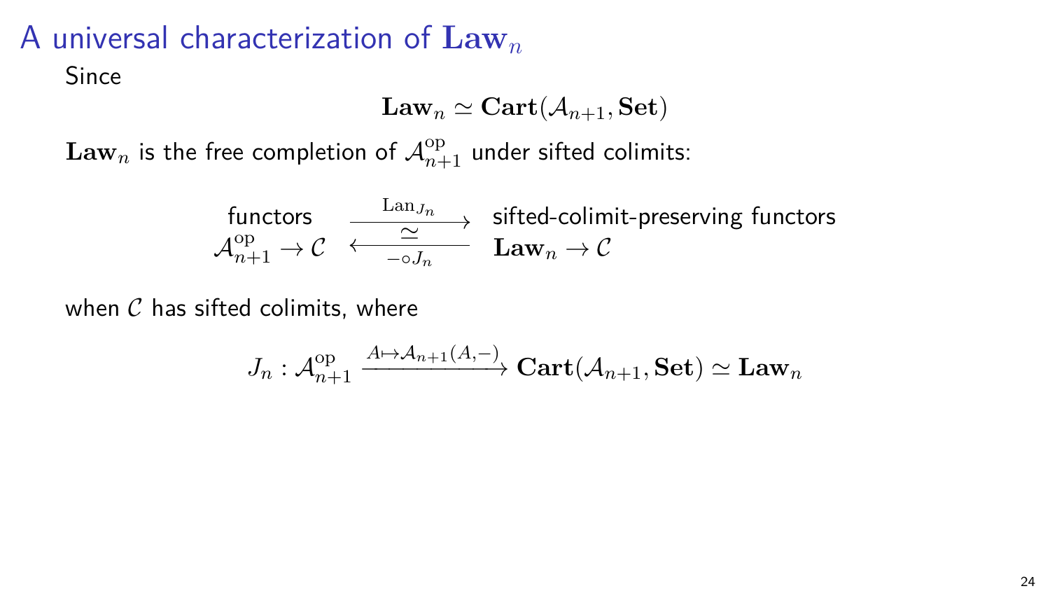# A universal characterization of $\mathbf{Law}_n$

Since

$$\mathbf{Law}_n \simeq \mathbf{Cart}(\mathcal{A}_{n+1}, \mathbf{Set})$$

$\mathbf{Law}_n$ is the free completion of $\mathcal{A}_{n+1}^{\mathrm{op}}$ under sifted colimits:

$$\begin{array}{c} \text{functors} \\ \mathcal{A}_{n+1}^{\mathrm{op}} \to \mathcal{C} \end{array} \underset{-\circ J_n}{\overset{\mathrm{Lan}_{J_n}}{\underset{\simeq}{\rightleftarrows}}} \begin{array}{l} \text{sifted-colimit-preserving functors} \\ \mathbf{Law}_n \to \mathcal{C} \end{array}$$

when $\mathcal{C}$ has sifted colimits, where

$$J_n : \mathcal{A}_{n+1}^{\mathrm{op}} \xrightarrow{A \mapsto \mathcal{A}_{n+1}(A,-)} \mathbf{Cart}(\mathcal{A}_{n+1}, \mathbf{Set}) \simeq \mathbf{Law}_n$$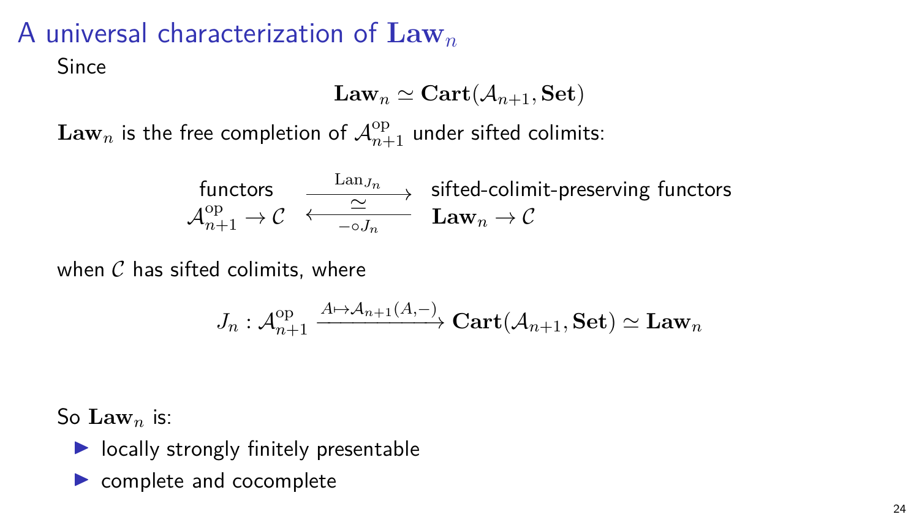# A universal characterization of $\mathbf{Law}_n$

Since

$$\mathbf{Law}_n \simeq \mathbf{Cart}(\mathcal{A}_{n+1}, \mathbf{Set})$$

$\mathbf{Law}_n$ is the free completion of $\mathcal{A}_{n+1}^{\mathrm{op}}$ under sifted colimits:

$$\begin{array}{c} \text{functors} \\ \mathcal{A}_{n+1}^{\mathrm{op}} \to \mathcal{C} \end{array} \; \underset{-\circ J_n}{\overset{\mathrm{Lan}_{J_n}}{\underset{\longleftarrow}{\overset{\simeq}{\longrightarrow}}}} \; \begin{array}{l} \text{sifted-colimit-preserving functors} \\ \mathbf{Law}_n \to \mathcal{C} \end{array}$$

when $\mathcal{C}$ has sifted colimits, where

$$J_n : \mathcal{A}_{n+1}^{\mathrm{op}} \xrightarrow{A \mapsto \mathcal{A}_{n+1}(A,-)} \mathbf{Cart}(\mathcal{A}_{n+1}, \mathbf{Set}) \simeq \mathbf{Law}_n$$

So $\mathbf{Law}_n$ is:

- locally strongly finitely presentable
- complete and cocomplete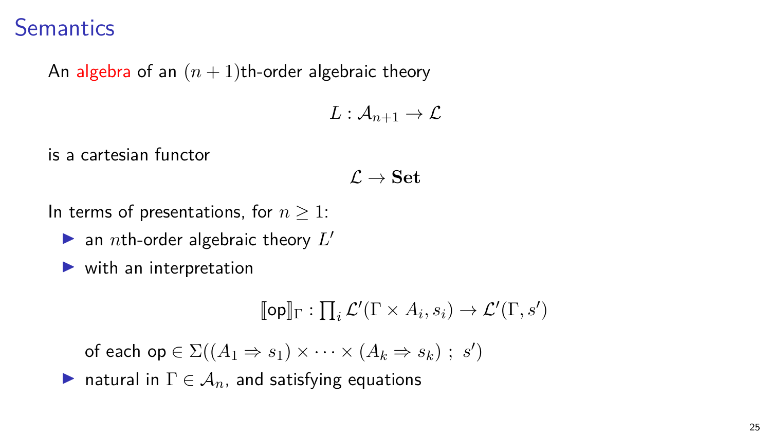# Semantics

An algebra of an $(n+1)$th-order algebraic theory

$$L : \mathcal{A}_{n+1} \to \mathcal{L}$$

is a cartesian functor

$$\mathcal{L} \to \mathbf{Set}$$

In terms of presentations, for $n \geq 1$:

- an $n$th-order algebraic theory $L'$
- with an interpretation

  $$[\![\mathsf{op}]\!]_\Gamma : \prod_i \mathcal{L}'(\Gamma \times A_i, s_i) \to \mathcal{L}'(\Gamma, s')$$

  of each $\mathsf{op} \in \Sigma((A_1 \Rightarrow s_1) \times \cdots \times (A_k \Rightarrow s_k) \; ; \; s')$
- natural in $\Gamma \in \mathcal{A}_n$, and satisfying equations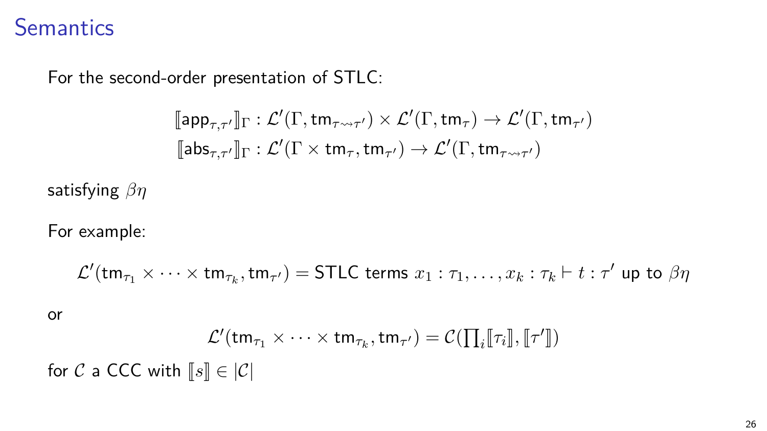# Semantics

For the second-order presentation of STLC:

$$[\![\mathsf{app}_{\tau,\tau'}]\!]_\Gamma : \mathcal{L}'(\Gamma, \mathsf{tm}_{\tau \rightsquigarrow \tau'}) \times \mathcal{L}'(\Gamma, \mathsf{tm}_\tau) \to \mathcal{L}'(\Gamma, \mathsf{tm}_{\tau'})$$

$$[\![\mathsf{abs}_{\tau,\tau'}]\!]_\Gamma : \mathcal{L}'(\Gamma \times \mathsf{tm}_\tau, \mathsf{tm}_{\tau'}) \to \mathcal{L}'(\Gamma, \mathsf{tm}_{\tau \rightsquigarrow \tau'})$$

satisfying $\beta\eta$

For example:

$$\mathcal{L}'(\mathsf{tm}_{\tau_1} \times \cdots \times \mathsf{tm}_{\tau_k}, \mathsf{tm}_{\tau'}) = \text{STLC terms } x_1 : \tau_1, \ldots, x_k : \tau_k \vdash t : \tau' \text{ up to } \beta\eta$$

or

$$\mathcal{L}'(\mathsf{tm}_{\tau_1} \times \cdots \times \mathsf{tm}_{\tau_k}, \mathsf{tm}_{\tau'}) = \mathcal{C}(\textstyle\prod_i [\![\tau_i]\!], [\![\tau']\!])$$

for $\mathcal{C}$ a CCC with $[\![s]\!] \in |\mathcal{C}|$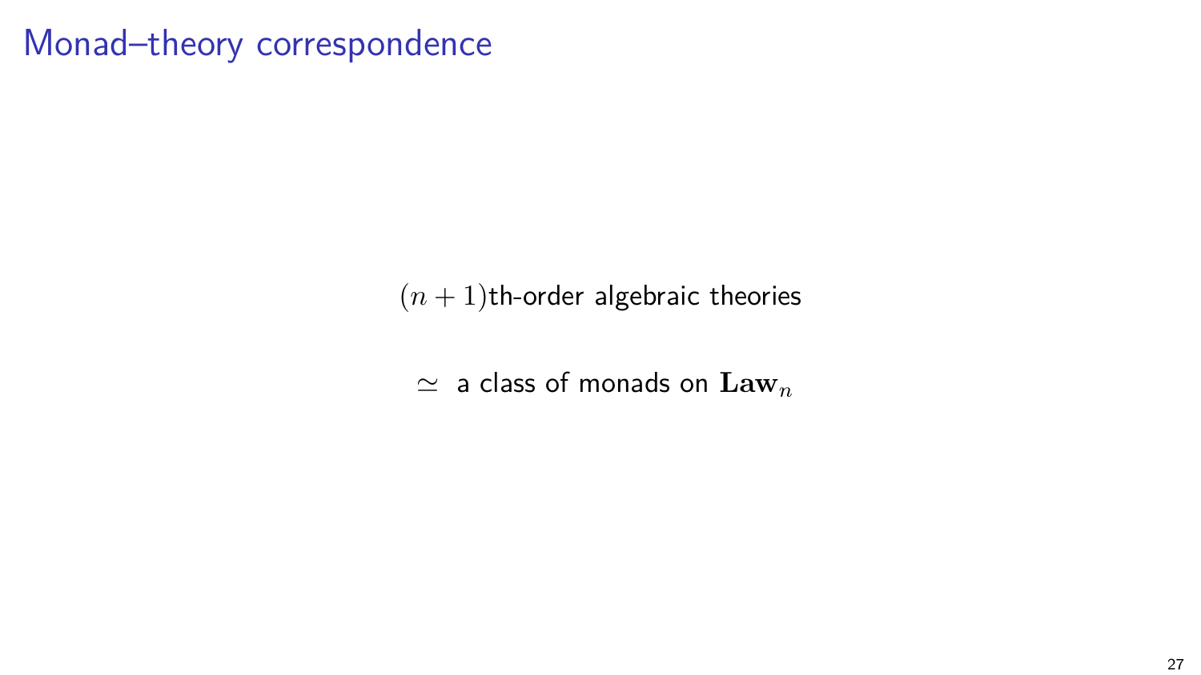# Monad–theory correspondence

$(n+1)$th-order algebraic theories

$\simeq$ a class of monads on $\mathbf{Law}_n$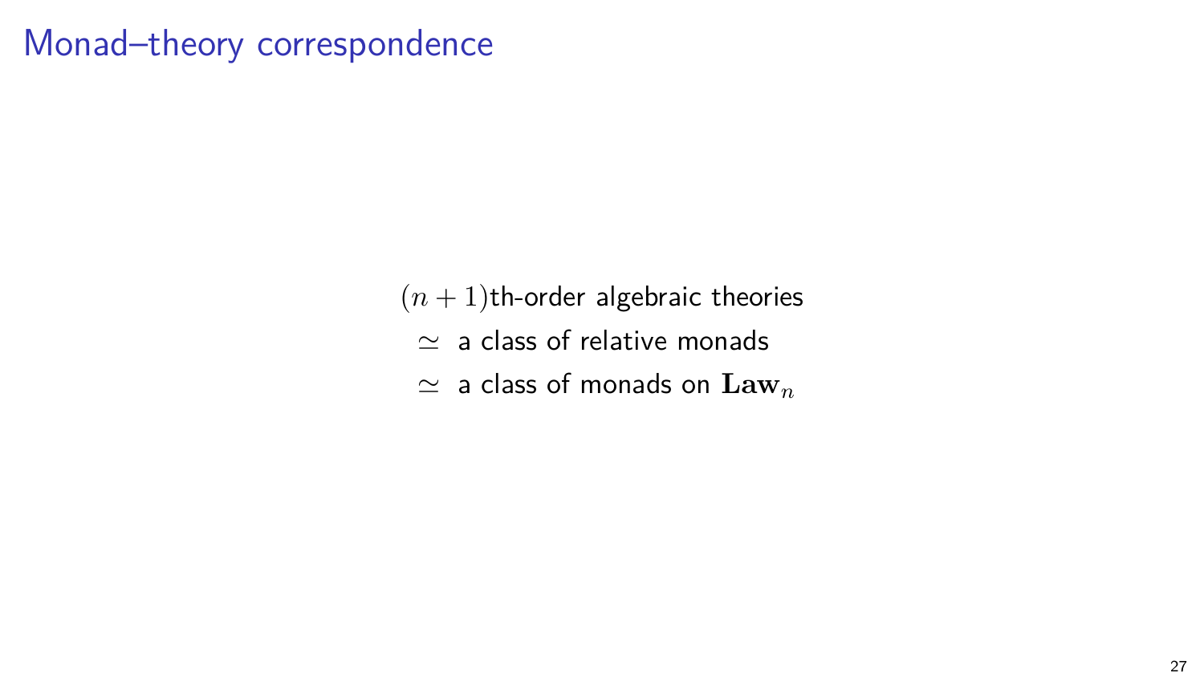# Monad–theory correspondence

$(n+1)$th-order algebraic theories

$\simeq$ a class of relative monads

$\simeq$ a class of monads on $\mathbf{Law}_n$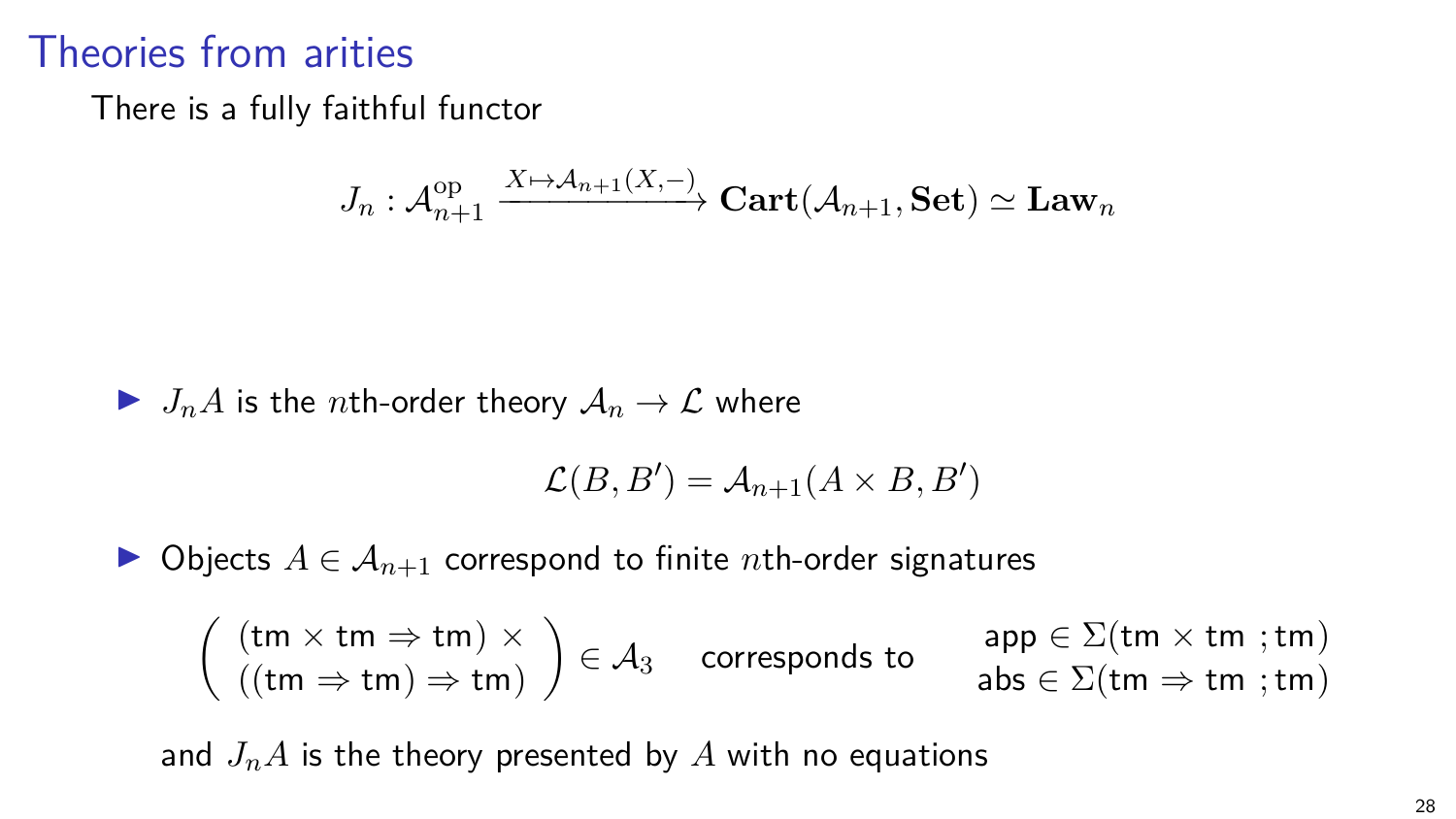# Theories from arities

There is a fully faithful functor

$$J_n : \mathcal{A}_{n+1}^{\mathrm{op}} \xrightarrow{X \mapsto \mathcal{A}_{n+1}(X,-)} \mathbf{Cart}(\mathcal{A}_{n+1}, \mathbf{Set}) \simeq \mathbf{Law}_n$$

- $J_n A$ is the $n$th-order theory $\mathcal{A}_n \to \mathcal{L}$ where

$$\mathcal{L}(B, B') = \mathcal{A}_{n+1}(A \times B, B')$$

- Objects $A \in \mathcal{A}_{n+1}$ correspond to finite $n$th-order signatures

$$\left( \begin{array}{c} (\mathsf{tm} \times \mathsf{tm} \Rightarrow \mathsf{tm}) \times \\ ((\mathsf{tm} \Rightarrow \mathsf{tm}) \Rightarrow \mathsf{tm}) \end{array} \right) \in \mathcal{A}_3 \quad \text{corresponds to} \quad \begin{array}{c} \mathsf{app} \in \Sigma(\mathsf{tm} \times \mathsf{tm} \ ; \mathsf{tm}) \\ \mathsf{abs} \in \Sigma(\mathsf{tm} \Rightarrow \mathsf{tm} \ ; \mathsf{tm}) \end{array}$$

  and $J_n A$ is the theory presented by $A$ with no equations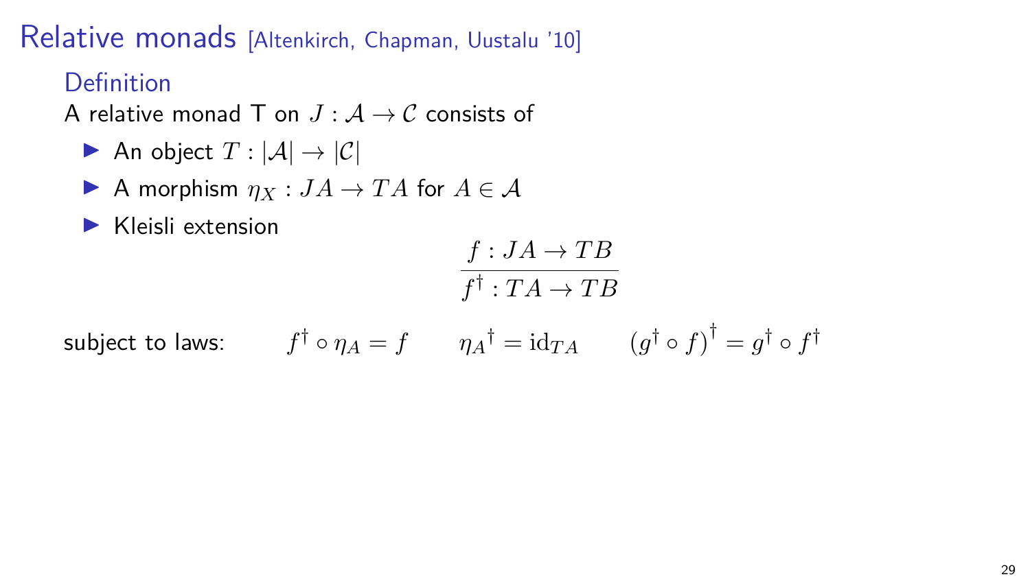# Relative monads [Altenkirch, Chapman, Uustalu '10]

## Definition

A relative monad T on $J : \mathcal{A} \to \mathcal{C}$ consists of

- An object $T : |\mathcal{A}| \to |\mathcal{C}|$
- A morphism $\eta_X : JA \to TA$ for $A \in \mathcal{A}$
- Kleisli extension

$$\frac{f : JA \to TB}{f^\dagger : TA \to TB}$$

subject to laws: $f^\dagger \circ \eta_A = f \qquad {\eta_A}^\dagger = \mathrm{id}_{TA} \qquad \left(g^\dagger \circ f\right)^\dagger = g^\dagger \circ f^\dagger$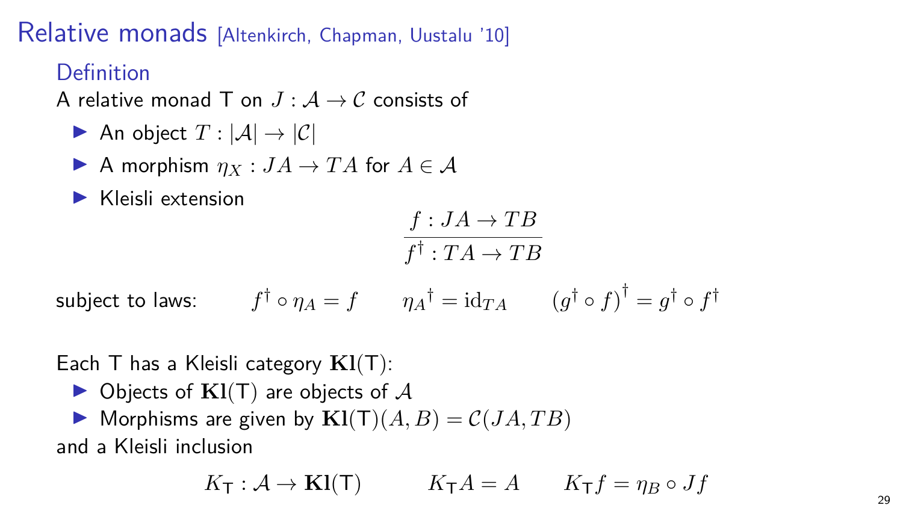# Relative monads [Altenkirch, Chapman, Uustalu '10]

## Definition

A relative monad T on $J : \mathcal{A} \to \mathcal{C}$ consists of

- An object $T : |\mathcal{A}| \to |\mathcal{C}|$
- A morphism $\eta_X : JA \to TA$ for $A \in \mathcal{A}$
- Kleisli extension

$$\frac{f : JA \to TB}{f^\dagger : TA \to TB}$$

subject to laws: $\quad f^\dagger \circ \eta_A = f \qquad {\eta_A}^\dagger = \mathrm{id}_{TA} \qquad \left(g^\dagger \circ f\right)^\dagger = g^\dagger \circ f^\dagger$

Each T has a Kleisli category $\mathbf{Kl}(\mathsf{T})$:

- Objects of $\mathbf{Kl}(\mathsf{T})$ are objects of $\mathcal{A}$
- Morphisms are given by $\mathbf{Kl}(\mathsf{T})(A, B) = \mathcal{C}(JA, TB)$

and a Kleisli inclusion

$$K_\mathsf{T} : \mathcal{A} \to \mathbf{Kl}(\mathsf{T}) \qquad K_\mathsf{T} A = A \qquad K_\mathsf{T} f = \eta_B \circ Jf$$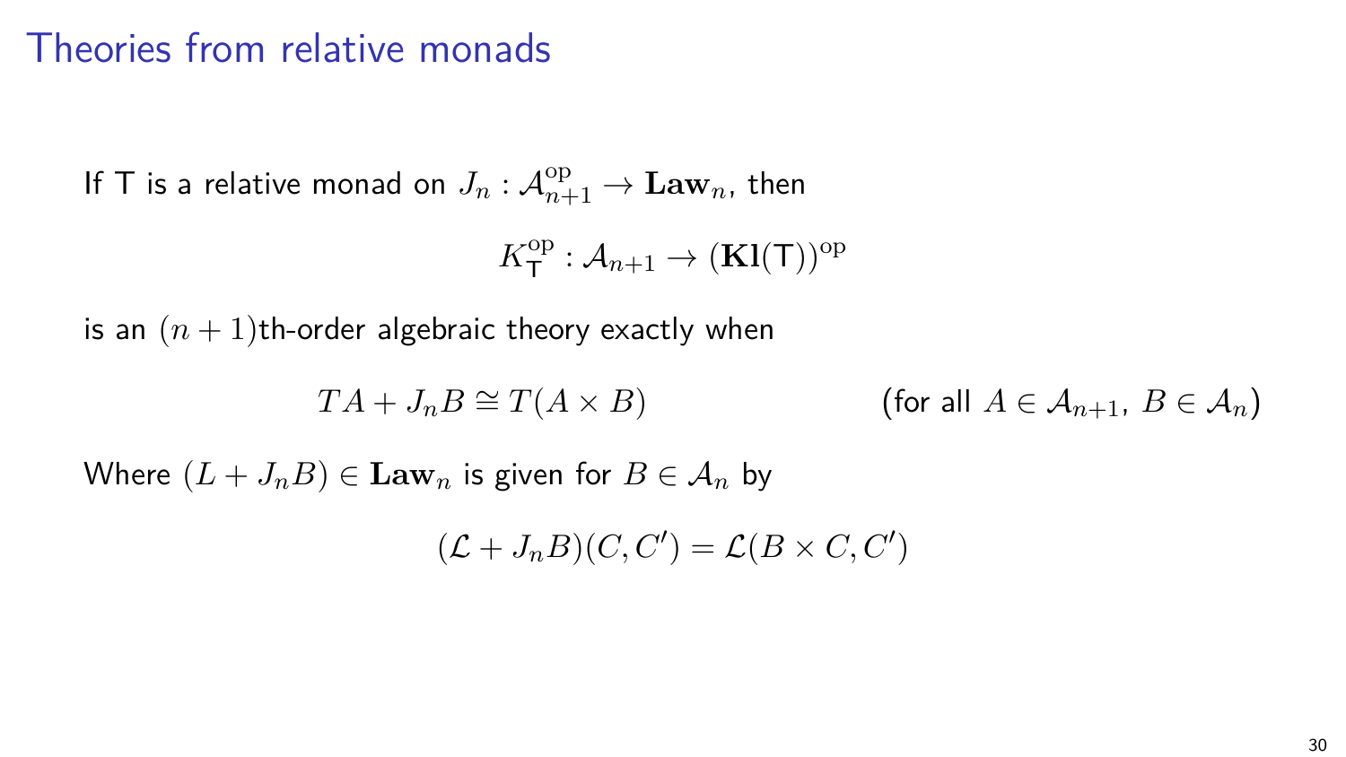# Theories from relative monads

If $\mathsf{T}$ is a relative monad on $J_n : \mathcal{A}_{n+1}^{\mathrm{op}} \to \mathbf{Law}_n$, then

$$K_{\mathsf{T}}^{\mathrm{op}} : \mathcal{A}_{n+1} \to (\mathbf{Kl}(\mathsf{T}))^{\mathrm{op}}$$

is an $(n+1)$th-order algebraic theory exactly when

$$TA + J_n B \cong T(A \times B) \qquad \text{(for all } A \in \mathcal{A}_{n+1},\ B \in \mathcal{A}_n\text{)}$$

Where $(L + J_n B) \in \mathbf{Law}_n$ is given for $B \in \mathcal{A}_n$ by

$$(\mathcal{L} + J_n B)(C, C') = \mathcal{L}(B \times C, C')$$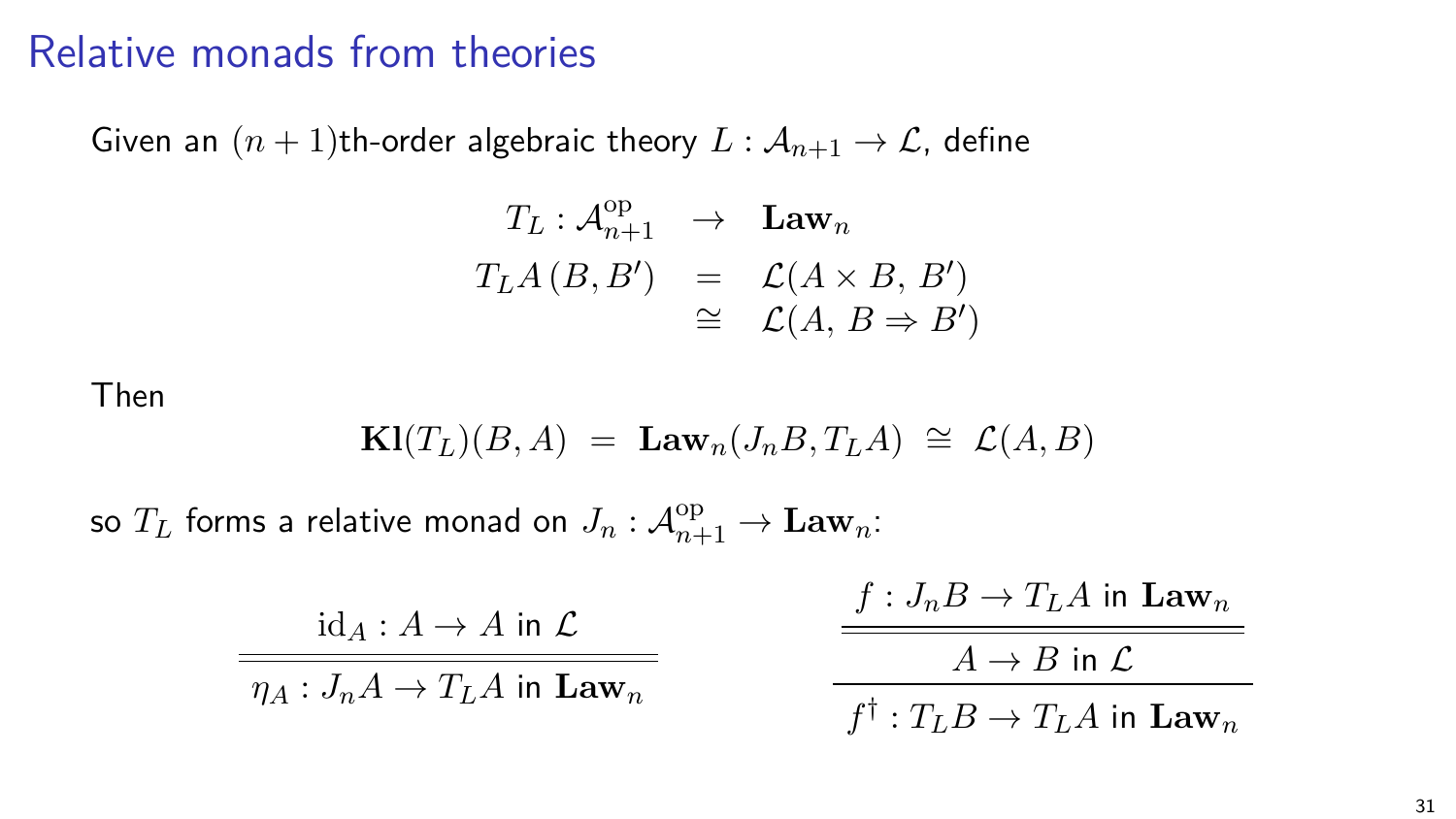# Relative monads from theories

Given an $(n+1)$th-order algebraic theory $L : \mathcal{A}_{n+1} \to \mathcal{L}$, define

$$
\begin{array}{rcl}
T_L : \mathcal{A}_{n+1}^{\mathrm{op}} & \to & \mathbf{Law}_n \\
T_L A\,(B, B') & = & \mathcal{L}(A \times B,\, B') \\
 & \cong & \mathcal{L}(A,\, B \Rightarrow B')
\end{array}
$$

Then

$$
\mathbf{Kl}(T_L)(B, A) \;=\; \mathbf{Law}_n(J_n B, T_L A) \;\cong\; \mathcal{L}(A, B)
$$

so $T_L$ forms a relative monad on $J_n : \mathcal{A}_{n+1}^{\mathrm{op}} \to \mathbf{Law}_n$:

$$
\frac{\mathrm{id}_A : A \to A \text{ in } \mathcal{L}}{\eta_A : J_n A \to T_L A \text{ in } \mathbf{Law}_n}
\qquad\qquad
\cfrac{\cfrac{f : J_n B \to T_L A \text{ in } \mathbf{Law}_n}{A \to B \text{ in } \mathcal{L}}}{f^\dagger : T_L B \to T_L A \text{ in } \mathbf{Law}_n}
$$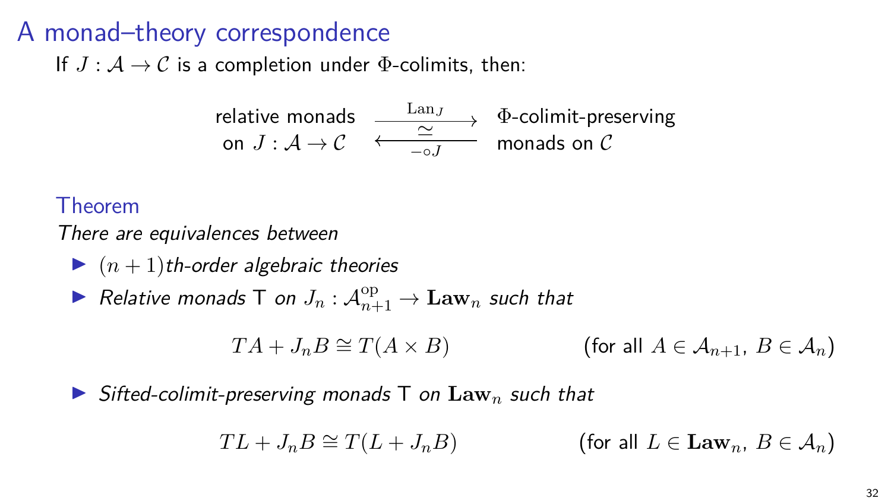# A monad–theory correspondence

If $J : \mathcal{A} \to \mathcal{C}$ is a completion under $\Phi$-colimits, then:

$$\text{relative monads on } J : \mathcal{A} \to \mathcal{C} \quad \underset{- \circ J}{\overset{\mathrm{Lan}_J}{\underset{\longleftarrow}{\overset{\longrightarrow}{\simeq}}}} \quad \Phi\text{-colimit-preserving monads on } \mathcal{C}$$

**Theorem**

*There are equivalences between*

- $(n+1)$*th-order algebraic theories*
- *Relative monads* $\mathsf{T}$ *on* $J_n : \mathcal{A}_{n+1}^{\mathrm{op}} \to \mathbf{Law}_n$ *such that*

$$TA + J_n B \cong T(A \times B) \qquad \text{(for all } A \in \mathcal{A}_{n+1},\ B \in \mathcal{A}_n\text{)}$$

- *Sifted-colimit-preserving monads* $\mathsf{T}$ *on* $\mathbf{Law}_n$ *such that*

$$TL + J_n B \cong T(L + J_n B) \qquad \text{(for all } L \in \mathbf{Law}_n,\ B \in \mathcal{A}_n\text{)}$$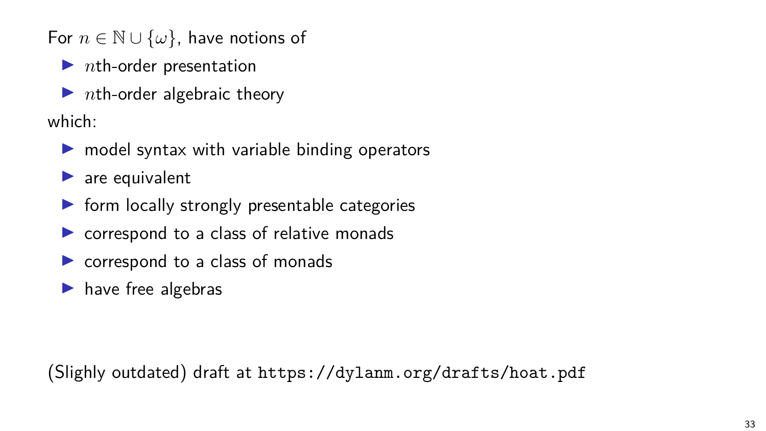For $n \in \mathbb{N} \cup \{\omega\}$, have notions of

- $n$th-order presentation
- $n$th-order algebraic theory

which:

- model syntax with variable binding operators
- are equivalent
- form locally strongly presentable categories
- correspond to a class of relative monads
- correspond to a class of monads
- have free algebras

(Slighly outdated) draft at `https://dylanm.org/drafts/hoat.pdf`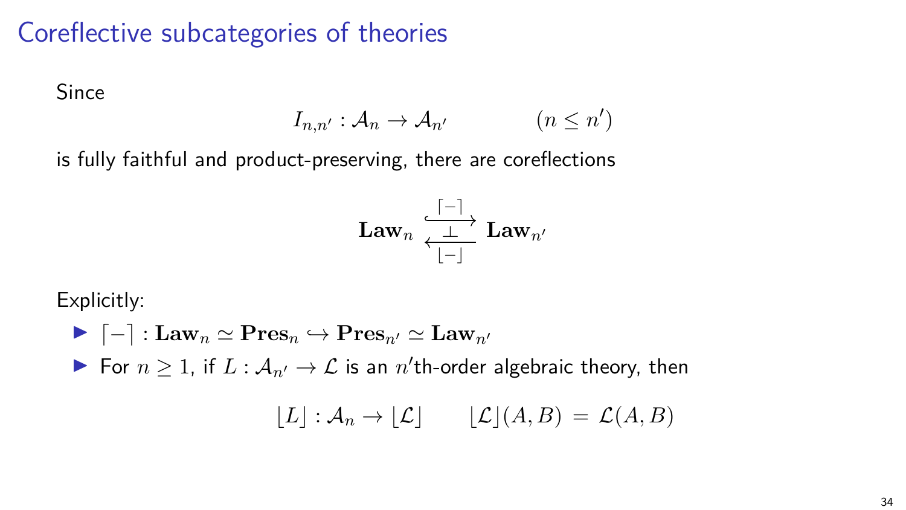# Coreflective subcategories of theories

Since

$$I_{n,n'} : \mathcal{A}_n \to \mathcal{A}_{n'} \qquad\qquad (n \leq n')$$

is fully faithful and product-preserving, there are coreflections

$$\mathbf{Law}_n \underset{\lfloor - \rfloor}{\overset{\lceil - \rceil}{\underset{\longleftarrow}{\overset{\hookrightarrow}{\bot}}}} \mathbf{Law}_{n'}$$

Explicitly:

- $\lceil - \rceil : \mathbf{Law}_n \simeq \mathbf{Pres}_n \hookrightarrow \mathbf{Pres}_{n'} \simeq \mathbf{Law}_{n'}$
- For $n \geq 1$, if $L : \mathcal{A}_{n'} \to \mathcal{L}$ is an $n'$th-order algebraic theory, then

$$\lfloor L \rfloor : \mathcal{A}_n \to \lfloor \mathcal{L} \rfloor \qquad \lfloor \mathcal{L} \rfloor(A, B) \, = \, \mathcal{L}(A, B)$$